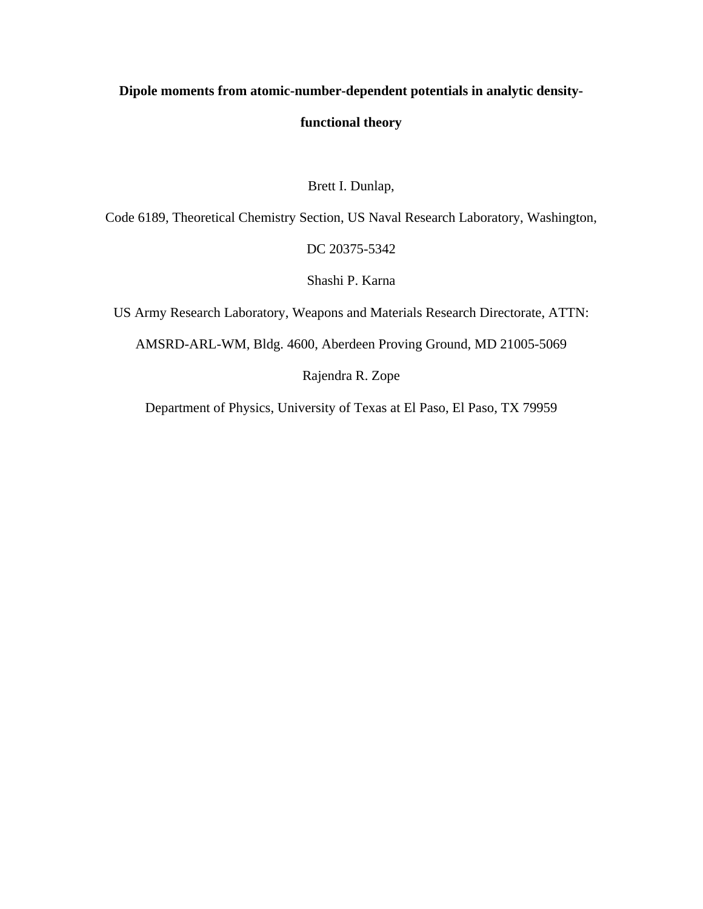# Dipole moments from atomic-number-dependent potentials in analytic density-functional theory

Brett I. Dunlap,

Code 6189, Theoretical Chemistry Section, US Naval Research Laboratory, Washington, DC 20375-5342

Shashi P. Karna

US Army Research Laboratory, Weapons and Materials Research Directorate, ATTN: AMSRD-ARL-WM, Bldg. 4600, Aberdeen Proving Ground, MD 21005-5069

Rajendra R. Zope

Department of Physics, University of Texas at El Paso, El Paso, TX 79959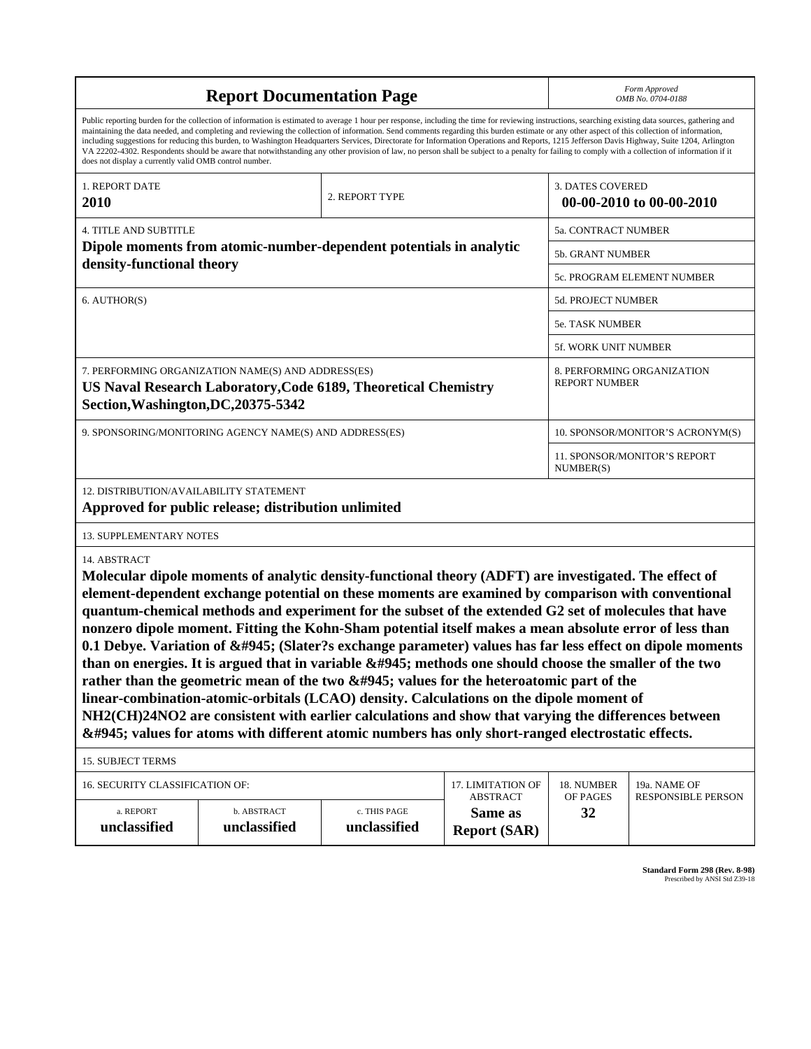# Report Documentation Page

*Form Approved*
*OMB No. 0704-0188*

Public reporting burden for the collection of information is estimated to average 1 hour per response, including the time for reviewing instructions, searching existing data sources, gathering and maintaining the data needed, and completing and reviewing the collection of information. Send comments regarding this burden estimate or any other aspect of this collection of information, including suggestions for reducing this burden, to Washington Headquarters Services, Directorate for Information Operations and Reports, 1215 Jefferson Davis Highway, Suite 1204, Arlington VA 22202-4302. Respondents should be aware that notwithstanding any other provision of law, no person shall be subject to a penalty for failing to comply with a collection of information if it does not display a currently valid OMB control number.

| 1. REPORT DATE | 2. REPORT TYPE | 3. DATES COVERED |
|---|---|---|
| **2010** | | **00-00-2010 to 00-00-2010** |

| 4. TITLE AND SUBTITLE | |
|---|---|
| **Dipole moments from atomic-number-dependent potentials in analytic density-functional theory** | 5a. CONTRACT NUMBER |
| | 5b. GRANT NUMBER |
| | 5c. PROGRAM ELEMENT NUMBER |
| 6. AUTHOR(S) | 5d. PROJECT NUMBER |
| | 5e. TASK NUMBER |
| | 5f. WORK UNIT NUMBER |
| 7. PERFORMING ORGANIZATION NAME(S) AND ADDRESS(ES) **US Naval Research Laboratory,Code 6189, Theoretical Chemistry Section,Washington,DC,20375-5342** | 8. PERFORMING ORGANIZATION REPORT NUMBER |
| 9. SPONSORING/MONITORING AGENCY NAME(S) AND ADDRESS(ES) | 10. SPONSOR/MONITOR'S ACRONYM(S) |
| | 11. SPONSOR/MONITOR'S REPORT NUMBER(S) |

12. DISTRIBUTION/AVAILABILITY STATEMENT

**Approved for public release; distribution unlimited**

13. SUPPLEMENTARY NOTES

14. ABSTRACT

**Molecular dipole moments of analytic density-functional theory (ADFT) are investigated. The effect of element-dependent exchange potential on these moments are examined by comparison with conventional quantum-chemical methods and experiment for the subset of the extended G2 set of molecules that have nonzero dipole moment. Fitting the Kohn-Sham potential itself makes a mean absolute error of less than 0.1 Debye. Variation of &#945; (Slater?s exchange parameter) values has far less effect on dipole moments than on energies. It is argued that in variable &#945; methods one should choose the smaller of the two rather than the geometric mean of the two &#945; values for the heteroatomic part of the linear-combination-atomic-orbitals (LCAO) density. Calculations on the dipole moment of NH2(CH)24NO2 are consistent with earlier calculations and show that varying the differences between &#945; values for atoms with different atomic numbers has only short-ranged electrostatic effects.**

15. SUBJECT TERMS

| 16. SECURITY CLASSIFICATION OF: | | | 17. LIMITATION OF ABSTRACT | 18. NUMBER OF PAGES | 19a. NAME OF RESPONSIBLE PERSON |
|---|---|---|---|---|---|
| a. REPORT | b. ABSTRACT | c. THIS PAGE | | | |
| **unclassified** | **unclassified** | **unclassified** | **Same as Report (SAR)** | **32** | |

**Standard Form 298 (Rev. 8-98)**
Prescribed by ANSI Std Z39-18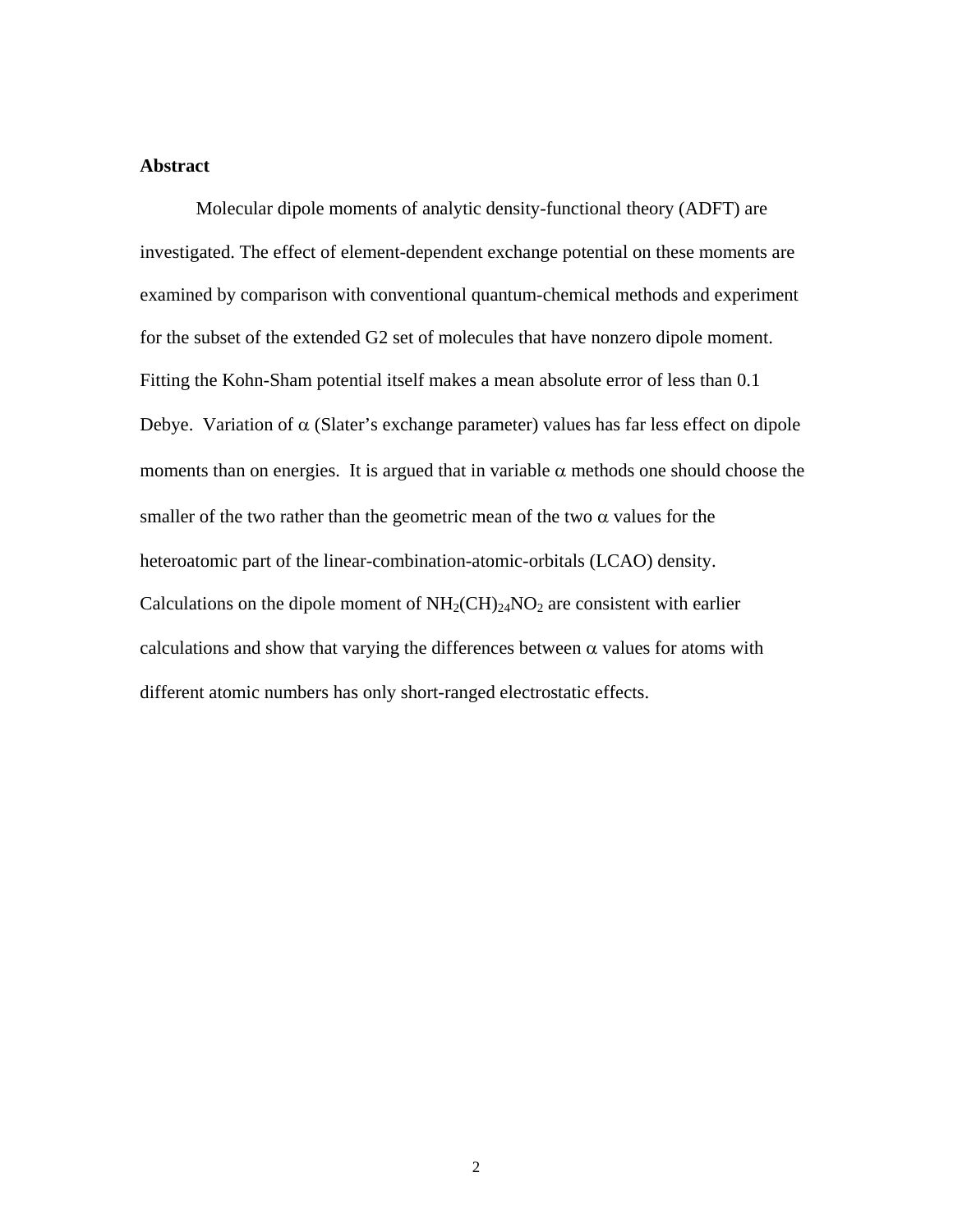**Abstract**

Molecular dipole moments of analytic density-functional theory (ADFT) are investigated. The effect of element-dependent exchange potential on these moments are examined by comparison with conventional quantum-chemical methods and experiment for the subset of the extended G2 set of molecules that have nonzero dipole moment. Fitting the Kohn-Sham potential itself makes a mean absolute error of less than 0.1 Debye. Variation of $\alpha$ (Slater's exchange parameter) values has far less effect on dipole moments than on energies. It is argued that in variable $\alpha$ methods one should choose the smaller of the two rather than the geometric mean of the two $\alpha$ values for the heteroatomic part of the linear-combination-atomic-orbitals (LCAO) density. Calculations on the dipole moment of $NH_2(CH)_{24}NO_2$ are consistent with earlier calculations and show that varying the differences between $\alpha$ values for atoms with different atomic numbers has only short-ranged electrostatic effects.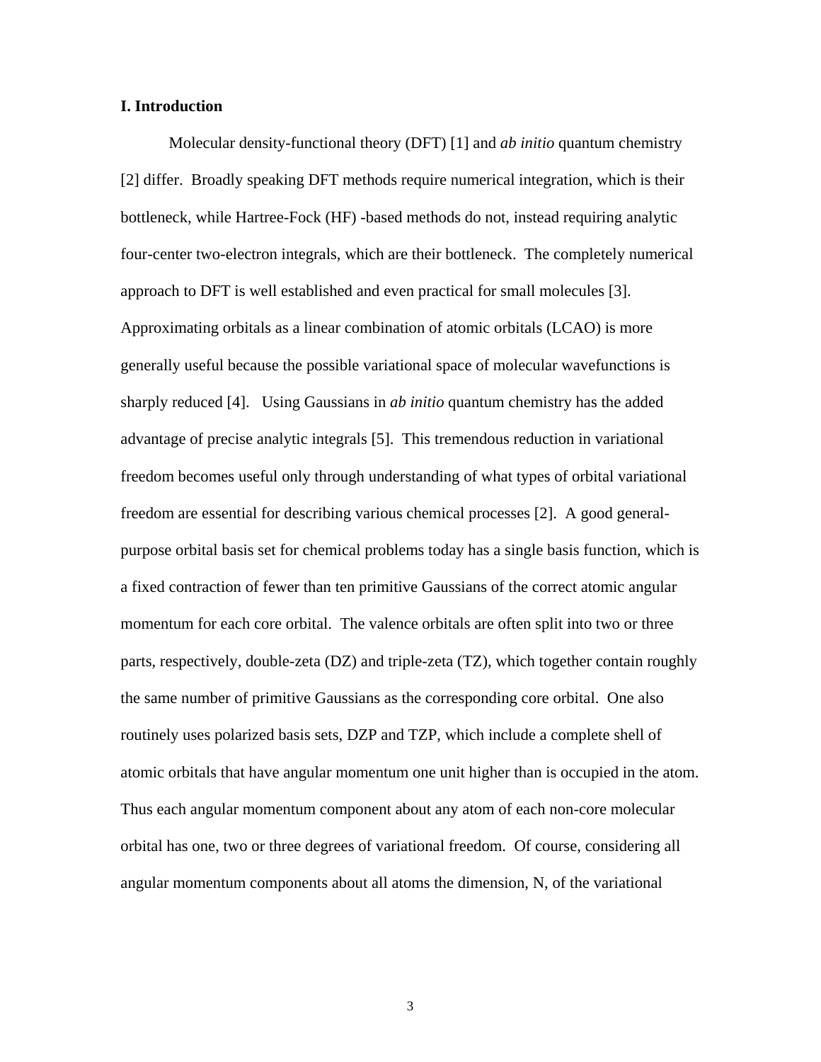## I. Introduction

Molecular density-functional theory (DFT) [1] and *ab initio* quantum chemistry [2] differ. Broadly speaking DFT methods require numerical integration, which is their bottleneck, while Hartree-Fock (HF) -based methods do not, instead requiring analytic four-center two-electron integrals, which are their bottleneck. The completely numerical approach to DFT is well established and even practical for small molecules [3]. Approximating orbitals as a linear combination of atomic orbitals (LCAO) is more generally useful because the possible variational space of molecular wavefunctions is sharply reduced [4]. Using Gaussians in *ab initio* quantum chemistry has the added advantage of precise analytic integrals [5]. This tremendous reduction in variational freedom becomes useful only through understanding of what types of orbital variational freedom are essential for describing various chemical processes [2]. A good general-purpose orbital basis set for chemical problems today has a single basis function, which is a fixed contraction of fewer than ten primitive Gaussians of the correct atomic angular momentum for each core orbital. The valence orbitals are often split into two or three parts, respectively, double-zeta (DZ) and triple-zeta (TZ), which together contain roughly the same number of primitive Gaussians as the corresponding core orbital. One also routinely uses polarized basis sets, DZP and TZP, which include a complete shell of atomic orbitals that have angular momentum one unit higher than is occupied in the atom. Thus each angular momentum component about any atom of each non-core molecular orbital has one, two or three degrees of variational freedom. Of course, considering all angular momentum components about all atoms the dimension, N, of the variational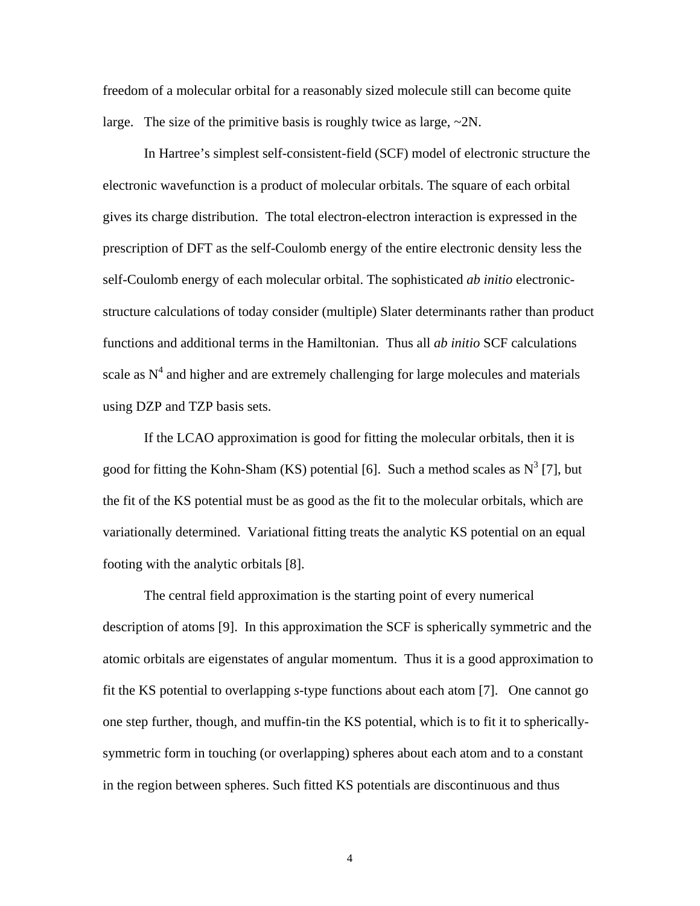freedom of a molecular orbital for a reasonably sized molecule still can become quite large. The size of the primitive basis is roughly twice as large, ~2N.

In Hartree's simplest self-consistent-field (SCF) model of electronic structure the electronic wavefunction is a product of molecular orbitals. The square of each orbital gives its charge distribution. The total electron-electron interaction is expressed in the prescription of DFT as the self-Coulomb energy of the entire electronic density less the self-Coulomb energy of each molecular orbital. The sophisticated *ab initio* electronic-structure calculations of today consider (multiple) Slater determinants rather than product functions and additional terms in the Hamiltonian. Thus all *ab initio* SCF calculations scale as $N^4$ and higher and are extremely challenging for large molecules and materials using DZP and TZP basis sets.

If the LCAO approximation is good for fitting the molecular orbitals, then it is good for fitting the Kohn-Sham (KS) potential [6]. Such a method scales as $N^3$ [7], but the fit of the KS potential must be as good as the fit to the molecular orbitals, which are variationally determined. Variational fitting treats the analytic KS potential on an equal footing with the analytic orbitals [8].

The central field approximation is the starting point of every numerical description of atoms [9]. In this approximation the SCF is spherically symmetric and the atomic orbitals are eigenstates of angular momentum. Thus it is a good approximation to fit the KS potential to overlapping *s*-type functions about each atom [7]. One cannot go one step further, though, and muffin-tin the KS potential, which is to fit it to spherically-symmetric form in touching (or overlapping) spheres about each atom and to a constant in the region between spheres. Such fitted KS potentials are discontinuous and thus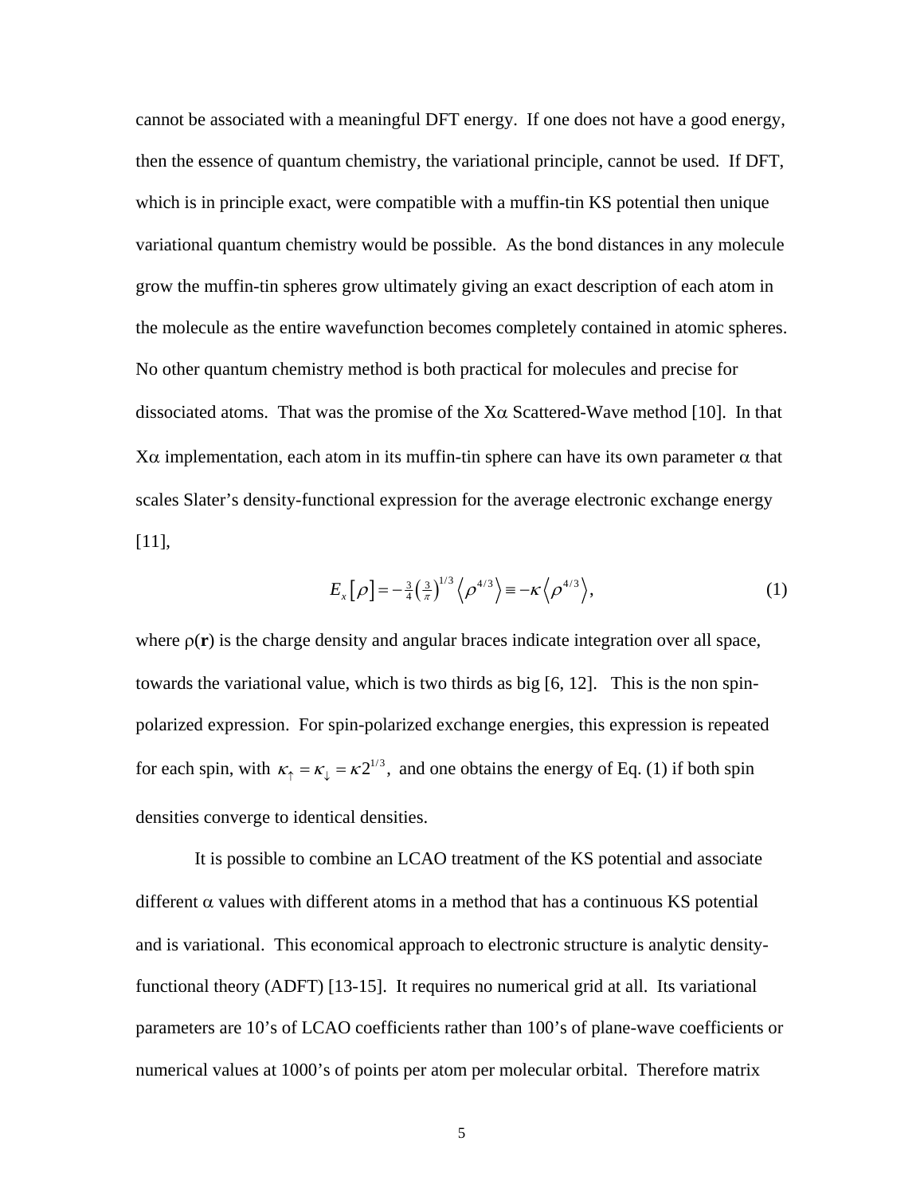cannot be associated with a meaningful DFT energy. If one does not have a good energy, then the essence of quantum chemistry, the variational principle, cannot be used. If DFT, which is in principle exact, were compatible with a muffin-tin KS potential then unique variational quantum chemistry would be possible. As the bond distances in any molecule grow the muffin-tin spheres grow ultimately giving an exact description of each atom in the molecule as the entire wavefunction becomes completely contained in atomic spheres. No other quantum chemistry method is both practical for molecules and precise for dissociated atoms. That was the promise of the X$\alpha$ Scattered-Wave method [10]. In that X$\alpha$ implementation, each atom in its muffin-tin sphere can have its own parameter $\alpha$ that scales Slater's density-functional expression for the average electronic exchange energy [11],

$$E_x[\rho] = -\tfrac{3}{4}\left(\tfrac{3}{\pi}\right)^{1/3}\left\langle \rho^{4/3}\right\rangle \equiv -\kappa\left\langle \rho^{4/3}\right\rangle, \tag{1}$$

where $\rho(\mathbf{r})$ is the charge density and angular braces indicate integration over all space, towards the variational value, which is two thirds as big [6, 12]. This is the non spin-polarized expression. For spin-polarized exchange energies, this expression is repeated for each spin, with $\kappa_\uparrow = \kappa_\downarrow = \kappa 2^{1/3}$, and one obtains the energy of Eq. (1) if both spin densities converge to identical densities.

It is possible to combine an LCAO treatment of the KS potential and associate different $\alpha$ values with different atoms in a method that has a continuous KS potential and is variational. This economical approach to electronic structure is analytic density-functional theory (ADFT) [13-15]. It requires no numerical grid at all. Its variational parameters are 10's of LCAO coefficients rather than 100's of plane-wave coefficients or numerical values at 1000's of points per atom per molecular orbital. Therefore matrix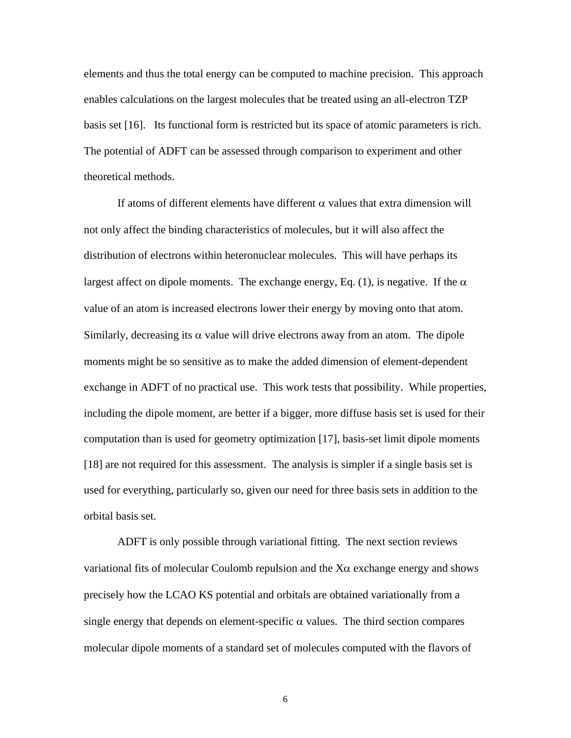elements and thus the total energy can be computed to machine precision. This approach enables calculations on the largest molecules that be treated using an all-electron TZP basis set [16]. Its functional form is restricted but its space of atomic parameters is rich. The potential of ADFT can be assessed through comparison to experiment and other theoretical methods.

If atoms of different elements have different $\alpha$ values that extra dimension will not only affect the binding characteristics of molecules, but it will also affect the distribution of electrons within heteronuclear molecules. This will have perhaps its largest affect on dipole moments. The exchange energy, Eq. (1), is negative. If the $\alpha$ value of an atom is increased electrons lower their energy by moving onto that atom. Similarly, decreasing its $\alpha$ value will drive electrons away from an atom. The dipole moments might be so sensitive as to make the added dimension of element-dependent exchange in ADFT of no practical use. This work tests that possibility. While properties, including the dipole moment, are better if a bigger, more diffuse basis set is used for their computation than is used for geometry optimization [17], basis-set limit dipole moments [18] are not required for this assessment. The analysis is simpler if a single basis set is used for everything, particularly so, given our need for three basis sets in addition to the orbital basis set.

ADFT is only possible through variational fitting. The next section reviews variational fits of molecular Coulomb repulsion and the X$\alpha$ exchange energy and shows precisely how the LCAO KS potential and orbitals are obtained variationally from a single energy that depends on element-specific $\alpha$ values. The third section compares molecular dipole moments of a standard set of molecules computed with the flavors of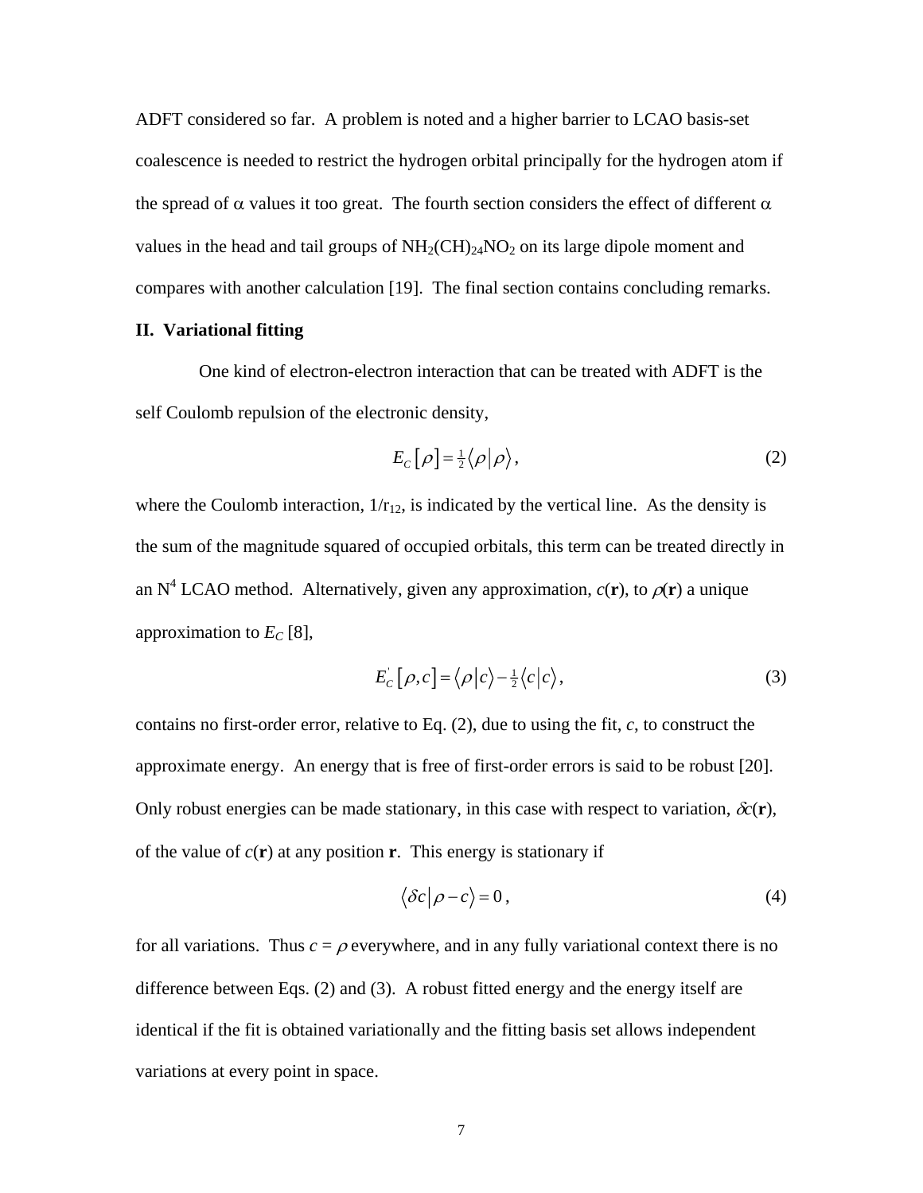ADFT considered so far. A problem is noted and a higher barrier to LCAO basis-set coalescence is needed to restrict the hydrogen orbital principally for the hydrogen atom if the spread of $\alpha$ values it too great. The fourth section considers the effect of different $\alpha$ values in the head and tail groups of $NH_2(CH)_{24}NO_2$ on its large dipole moment and compares with another calculation [19]. The final section contains concluding remarks.

## II. Variational fitting

One kind of electron-electron interaction that can be treated with ADFT is the self Coulomb repulsion of the electronic density,

$$E_C\left[\rho\right] = \tfrac{1}{2}\left\langle \rho \middle| \rho \right\rangle, \tag{2}$$

where the Coulomb interaction, $1/r_{12}$, is indicated by the vertical line. As the density is the sum of the magnitude squared of occupied orbitals, this term can be treated directly in an $N^4$ LCAO method. Alternatively, given any approximation, $c(\mathbf{r})$, to $\rho(\mathbf{r})$ a unique approximation to $E_C$ [8],

$$E_C^{'}\left[\rho, c\right] = \left\langle \rho \middle| c \right\rangle - \tfrac{1}{2}\left\langle c \middle| c \right\rangle, \tag{3}$$

contains no first-order error, relative to Eq. (2), due to using the fit, $c$, to construct the approximate energy. An energy that is free of first-order errors is said to be robust [20]. Only robust energies can be made stationary, in this case with respect to variation, $\delta c(\mathbf{r})$, of the value of $c(\mathbf{r})$ at any position $\mathbf{r}$. This energy is stationary if

$$\left\langle \delta c \middle| \rho - c \right\rangle = 0, \tag{4}$$

for all variations. Thus $c = \rho$ everywhere, and in any fully variational context there is no difference between Eqs. (2) and (3). A robust fitted energy and the energy itself are identical if the fit is obtained variationally and the fitting basis set allows independent variations at every point in space.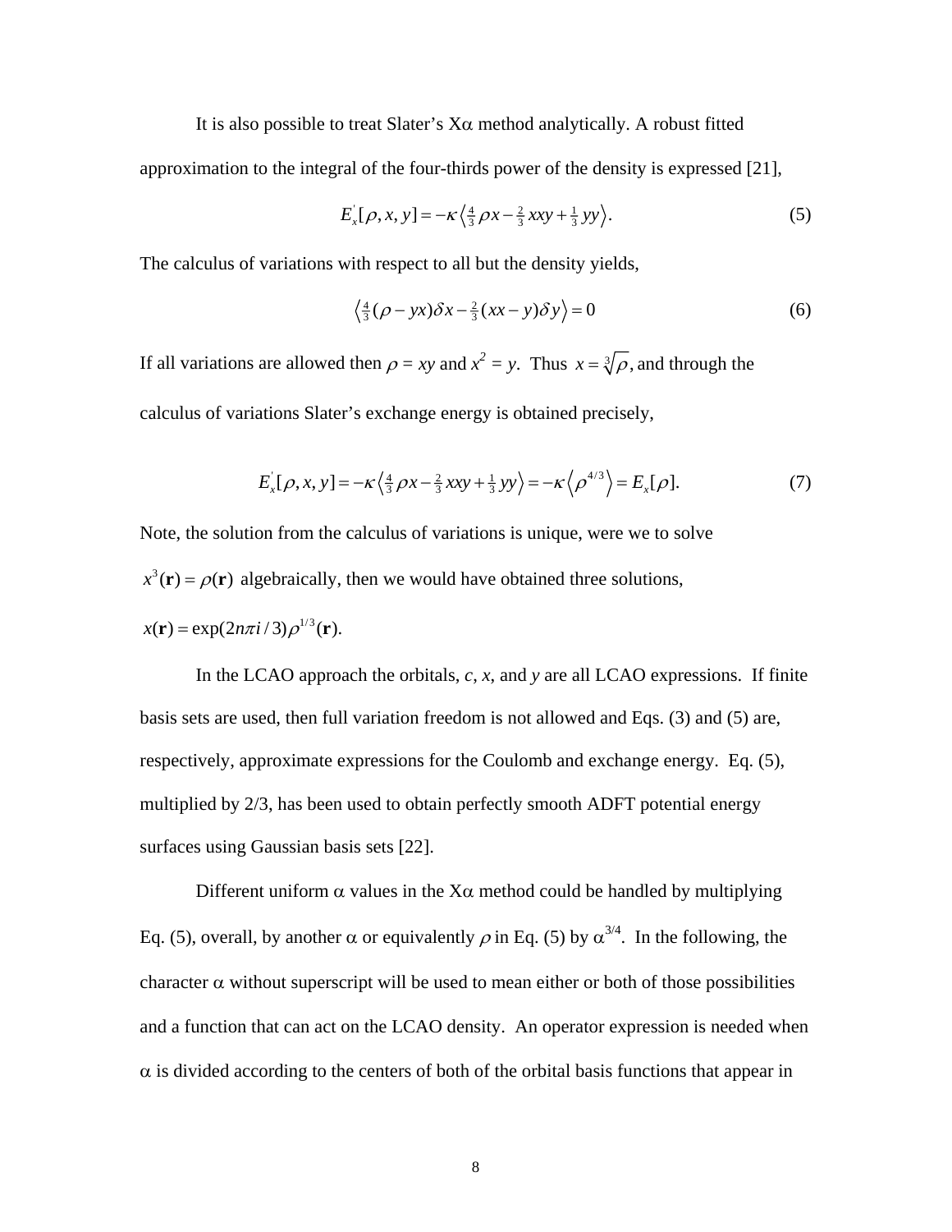It is also possible to treat Slater's Xα method analytically. A robust fitted approximation to the integral of the four-thirds power of the density is expressed [21],

$$E_x^{'}[\rho, x, y] = -\kappa \left\langle \tfrac{4}{3}\rho x - \tfrac{2}{3}xxy + \tfrac{1}{3}yy \right\rangle. \tag{5}$$

The calculus of variations with respect to all but the density yields,

$$\left\langle \tfrac{4}{3}(\rho - yx)\delta x - \tfrac{2}{3}(xx - y)\delta y \right\rangle = 0 \tag{6}$$

If all variations are allowed then $\rho = xy$ and $x^2 = y$. Thus $x = \sqrt[3]{\rho}$, and through the calculus of variations Slater's exchange energy is obtained precisely,

$$E_x^{'}[\rho, x, y] = -\kappa \left\langle \tfrac{4}{3}\rho x - \tfrac{2}{3}xxy + \tfrac{1}{3}yy \right\rangle = -\kappa \left\langle \rho^{4/3} \right\rangle = E_x[\rho]. \tag{7}$$

Note, the solution from the calculus of variations is unique, were we to solve $x^3(\mathbf{r}) = \rho(\mathbf{r})$ algebraically, then we would have obtained three solutions, $x(\mathbf{r}) = \exp(2n\pi i/3)\rho^{1/3}(\mathbf{r})$.

In the LCAO approach the orbitals, *c*, *x*, and *y* are all LCAO expressions. If finite basis sets are used, then full variation freedom is not allowed and Eqs. (3) and (5) are, respectively, approximate expressions for the Coulomb and exchange energy. Eq. (5), multiplied by 2/3, has been used to obtain perfectly smooth ADFT potential energy surfaces using Gaussian basis sets [22].

Different uniform α values in the Xα method could be handled by multiplying Eq. (5), overall, by another α or equivalently $\rho$ in Eq. (5) by $\alpha^{3/4}$. In the following, the character α without superscript will be used to mean either or both of those possibilities and a function that can act on the LCAO density. An operator expression is needed when α is divided according to the centers of both of the orbital basis functions that appear in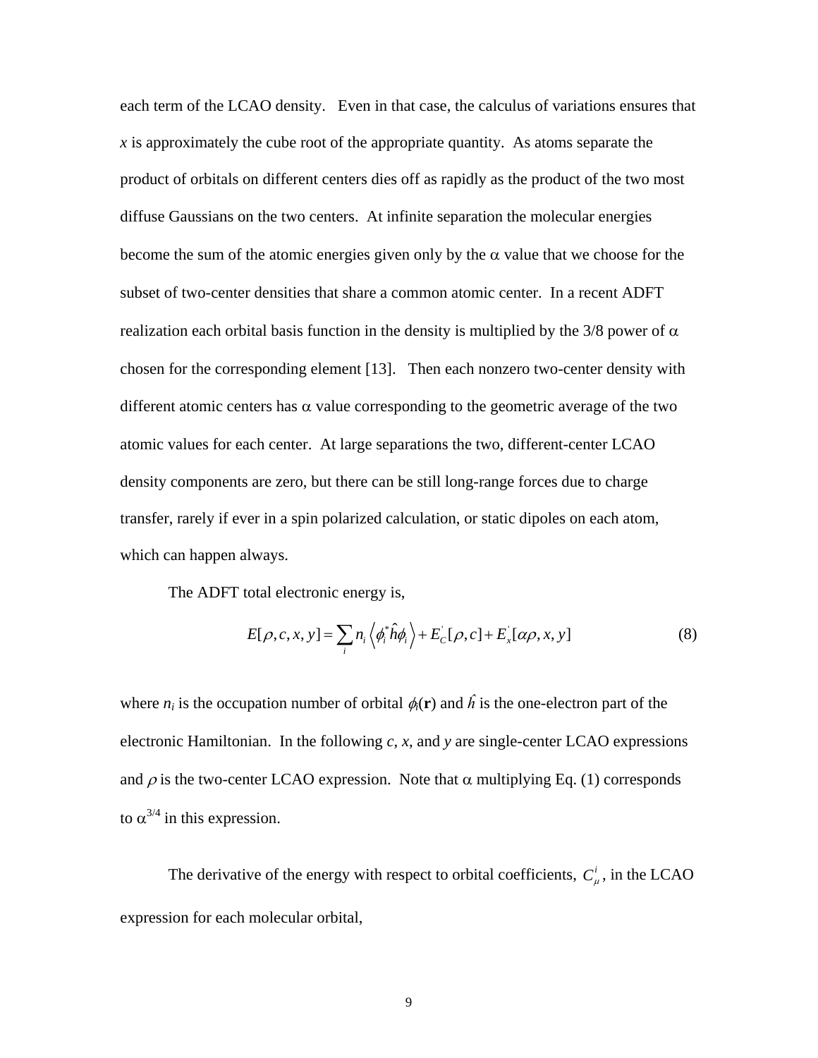each term of the LCAO density. Even in that case, the calculus of variations ensures that $x$ is approximately the cube root of the appropriate quantity. As atoms separate the product of orbitals on different centers dies off as rapidly as the product of the two most diffuse Gaussians on the two centers. At infinite separation the molecular energies become the sum of the atomic energies given only by the $\alpha$ value that we choose for the subset of two-center densities that share a common atomic center. In a recent ADFT realization each orbital basis function in the density is multiplied by the 3/8 power of $\alpha$ chosen for the corresponding element [13]. Then each nonzero two-center density with different atomic centers has $\alpha$ value corresponding to the geometric average of the two atomic values for each center. At large separations the two, different-center LCAO density components are zero, but there can be still long-range forces due to charge transfer, rarely if ever in a spin polarized calculation, or static dipoles on each atom, which can happen always.

The ADFT total electronic energy is,

$$E[\rho, c, x, y] = \sum_i n_i \left\langle \phi_i^* \hat{h} \phi_i \right\rangle + E_C^{'}[\rho, c] + E_x^{'}[\alpha\rho, x, y] \tag{8}$$

where $n_i$ is the occupation number of orbital $\phi_i(\mathbf{r})$ and $\hat{h}$ is the one-electron part of the electronic Hamiltonian. In the following $c$, $x$, and $y$ are single-center LCAO expressions and $\rho$ is the two-center LCAO expression. Note that $\alpha$ multiplying Eq. (1) corresponds to $\alpha^{3/4}$ in this expression.

The derivative of the energy with respect to orbital coefficients, $C_\mu^i$, in the LCAO expression for each molecular orbital,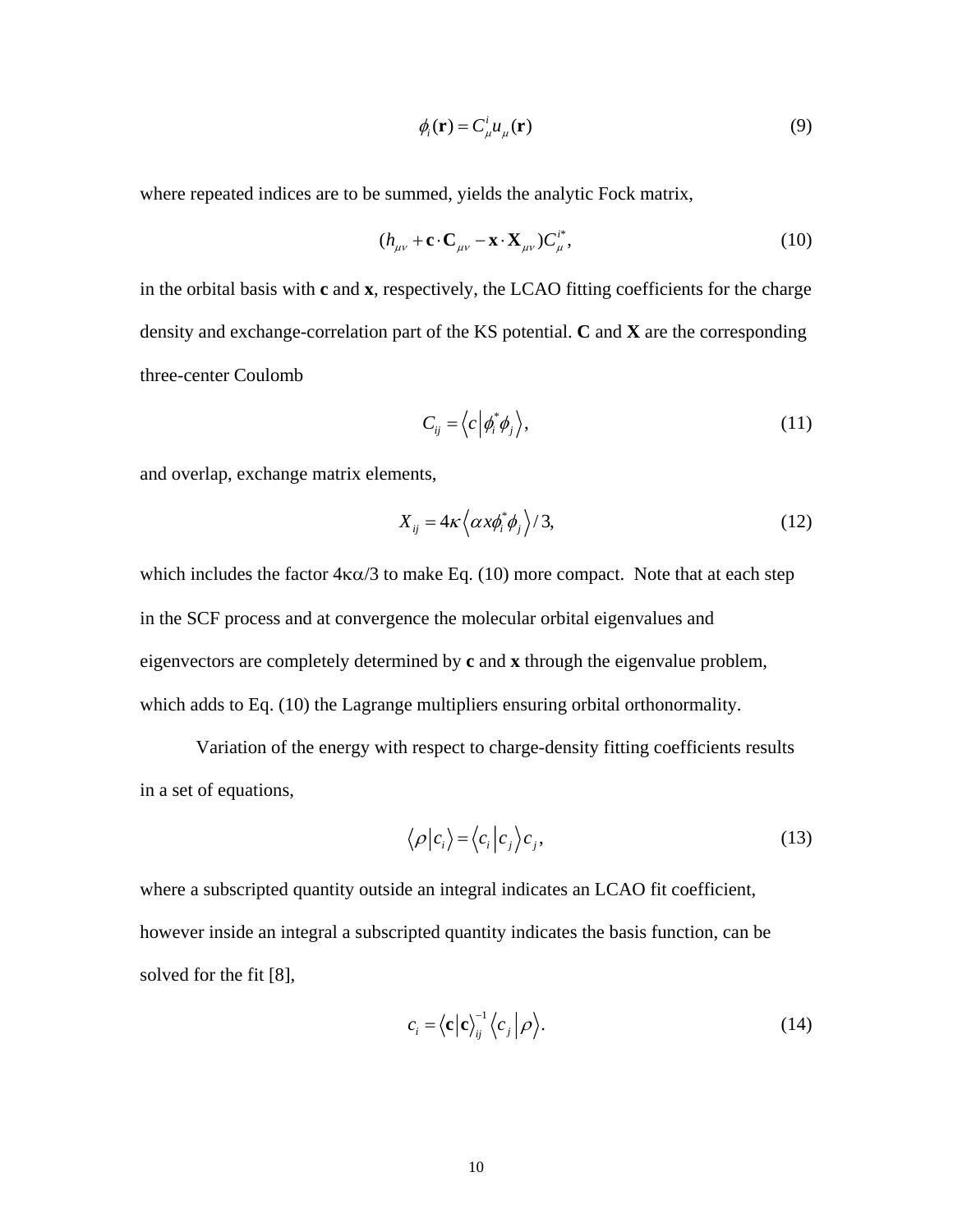$$\phi_i(\mathbf{r}) = C^i_\mu u_\mu(\mathbf{r}) \tag{9}$$

where repeated indices are to be summed, yields the analytic Fock matrix,

$$(h_{\mu\nu} + \mathbf{c} \cdot \mathbf{C}_{\mu\nu} - \mathbf{x} \cdot \mathbf{X}_{\mu\nu})C^{i*}_\mu, \tag{10}$$

in the orbital basis with **c** and **x**, respectively, the LCAO fitting coefficients for the charge density and exchange-correlation part of the KS potential. **C** and **X** are the corresponding three-center Coulomb

$$C_{ij} = \left\langle c \middle| \phi_i^* \phi_j \right\rangle, \tag{11}$$

and overlap, exchange matrix elements,

$$X_{ij} = 4\kappa \left\langle \alpha x \phi_i^* \phi_j \right\rangle / 3, \tag{12}$$

which includes the factor $4\kappa\alpha/3$ to make Eq. (10) more compact. Note that at each step in the SCF process and at convergence the molecular orbital eigenvalues and eigenvectors are completely determined by **c** and **x** through the eigenvalue problem, which adds to Eq. (10) the Lagrange multipliers ensuring orbital orthonormality.

Variation of the energy with respect to charge-density fitting coefficients results in a set of equations,

$$\left\langle \rho \middle| c_i \right\rangle = \left\langle c_i \middle| c_j \right\rangle c_j, \tag{13}$$

where a subscripted quantity outside an integral indicates an LCAO fit coefficient, however inside an integral a subscripted quantity indicates the basis function, can be solved for the fit [8],

$$c_i = \left\langle \mathbf{c} \middle| \mathbf{c} \right\rangle^{-1}_{ij} \left\langle c_j \middle| \rho \right\rangle. \tag{14}$$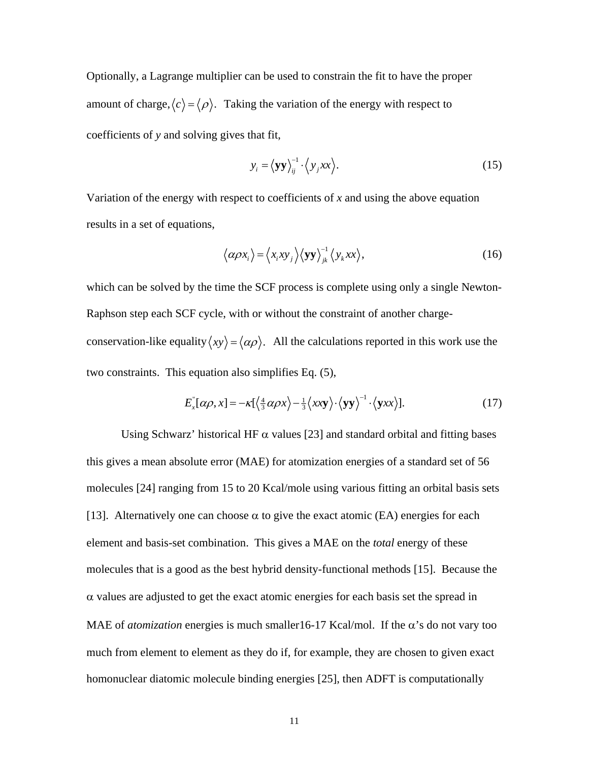Optionally, a Lagrange multiplier can be used to constrain the fit to have the proper amount of charge, $\langle c \rangle = \langle \rho \rangle$. Taking the variation of the energy with respect to coefficients of *y* and solving gives that fit,

$$y_i = \langle \mathbf{yy} \rangle_{ij}^{-1} \cdot \langle y_j xx \rangle. \tag{15}$$

Variation of the energy with respect to coefficients of *x* and using the above equation results in a set of equations,

$$\langle \alpha \rho x_i \rangle = \langle x_i x y_j \rangle \langle \mathbf{yy} \rangle_{jk}^{-1} \langle y_k xx \rangle, \tag{16}$$

which can be solved by the time the SCF process is complete using only a single Newton-Raphson step each SCF cycle, with or without the constraint of another charge-conservation-like equality $\langle xy \rangle = \langle \alpha \rho \rangle$. All the calculations reported in this work use the two constraints. This equation also simplifies Eq. (5),

$$E_x^{"}[\alpha \rho, x] = -\kappa [\langle \tfrac{4}{3} \alpha \rho x \rangle - \tfrac{1}{3} \langle xx\mathbf{y} \rangle \cdot \langle \mathbf{yy} \rangle^{-1} \cdot \langle \mathbf{y}xx \rangle]. \tag{17}$$

Using Schwarz' historical HF $\alpha$ values [23] and standard orbital and fitting bases this gives a mean absolute error (MAE) for atomization energies of a standard set of 56 molecules [24] ranging from 15 to 20 Kcal/mole using various fitting an orbital basis sets [13]. Alternatively one can choose $\alpha$ to give the exact atomic (EA) energies for each element and basis-set combination. This gives a MAE on the *total* energy of these molecules that is a good as the best hybrid density-functional methods [15]. Because the $\alpha$ values are adjusted to get the exact atomic energies for each basis set the spread in MAE of *atomization* energies is much smaller16-17 Kcal/mol. If the $\alpha$'s do not vary too much from element to element as they do if, for example, they are chosen to given exact homonuclear diatomic molecule binding energies [25], then ADFT is computationally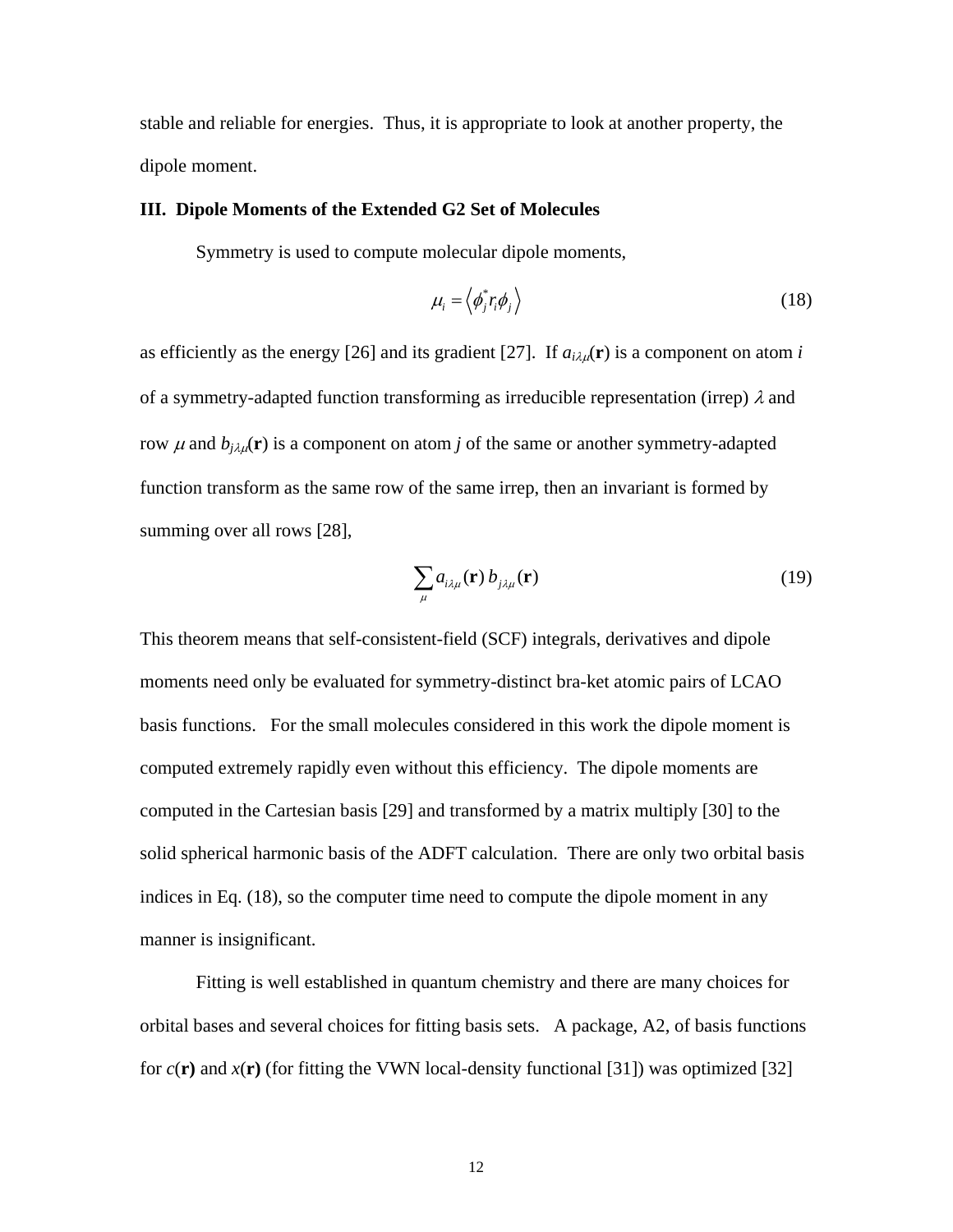stable and reliable for energies. Thus, it is appropriate to look at another property, the dipole moment.

### III. Dipole Moments of the Extended G2 Set of Molecules

Symmetry is used to compute molecular dipole moments,

$$\mu_i = \left\langle \phi_j^* r_i \phi_j \right\rangle \tag{18}$$

as efficiently as the energy [26] and its gradient [27]. If $a_{i\lambda\mu}(\mathbf{r})$ is a component on atom $i$ of a symmetry-adapted function transforming as irreducible representation (irrep) $\lambda$ and row $\mu$ and $b_{j\lambda\mu}(\mathbf{r})$ is a component on atom $j$ of the same or another symmetry-adapted function transform as the same row of the same irrep, then an invariant is formed by summing over all rows [28],

$$\sum_{\mu} a_{i\lambda\mu}(\mathbf{r})\, b_{j\lambda\mu}(\mathbf{r}) \tag{19}$$

This theorem means that self-consistent-field (SCF) integrals, derivatives and dipole moments need only be evaluated for symmetry-distinct bra-ket atomic pairs of LCAO basis functions. For the small molecules considered in this work the dipole moment is computed extremely rapidly even without this efficiency. The dipole moments are computed in the Cartesian basis [29] and transformed by a matrix multiply [30] to the solid spherical harmonic basis of the ADFT calculation. There are only two orbital basis indices in Eq. (18), so the computer time need to compute the dipole moment in any manner is insignificant.

Fitting is well established in quantum chemistry and there are many choices for orbital bases and several choices for fitting basis sets. A package, A2, of basis functions for $c(\mathbf{r})$ and $x(\mathbf{r})$ (for fitting the VWN local-density functional [31]) was optimized [32]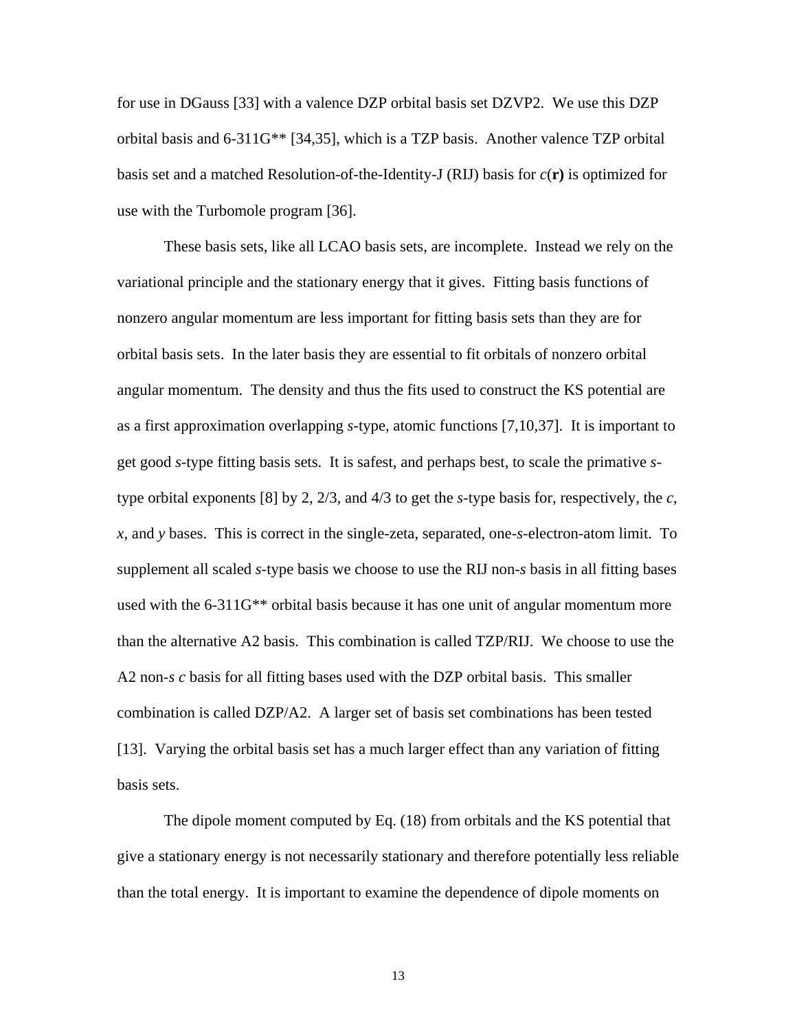for use in DGauss [33] with a valence DZP orbital basis set DZVP2. We use this DZP orbital basis and 6-311G** [34,35], which is a TZP basis. Another valence TZP orbital basis set and a matched Resolution-of-the-Identity-J (RIJ) basis for $c(\mathbf{r})$ is optimized for use with the Turbomole program [36].

These basis sets, like all LCAO basis sets, are incomplete. Instead we rely on the variational principle and the stationary energy that it gives. Fitting basis functions of nonzero angular momentum are less important for fitting basis sets than they are for orbital basis sets. In the later basis they are essential to fit orbitals of nonzero orbital angular momentum. The density and thus the fits used to construct the KS potential are as a first approximation overlapping *s*-type, atomic functions [7,10,37]. It is important to get good *s*-type fitting basis sets. It is safest, and perhaps best, to scale the primative *s*-type orbital exponents [8] by 2, 2/3, and 4/3 to get the *s*-type basis for, respectively, the $c$, $x$, and $y$ bases. This is correct in the single-zeta, separated, one-*s*-electron-atom limit. To supplement all scaled *s*-type basis we choose to use the RIJ non-*s* basis in all fitting bases used with the 6-311G** orbital basis because it has one unit of angular momentum more than the alternative A2 basis. This combination is called TZP/RIJ. We choose to use the A2 non-*s* $c$ basis for all fitting bases used with the DZP orbital basis. This smaller combination is called DZP/A2. A larger set of basis set combinations has been tested [13]. Varying the orbital basis set has a much larger effect than any variation of fitting basis sets.

The dipole moment computed by Eq. (18) from orbitals and the KS potential that give a stationary energy is not necessarily stationary and therefore potentially less reliable than the total energy. It is important to examine the dependence of dipole moments on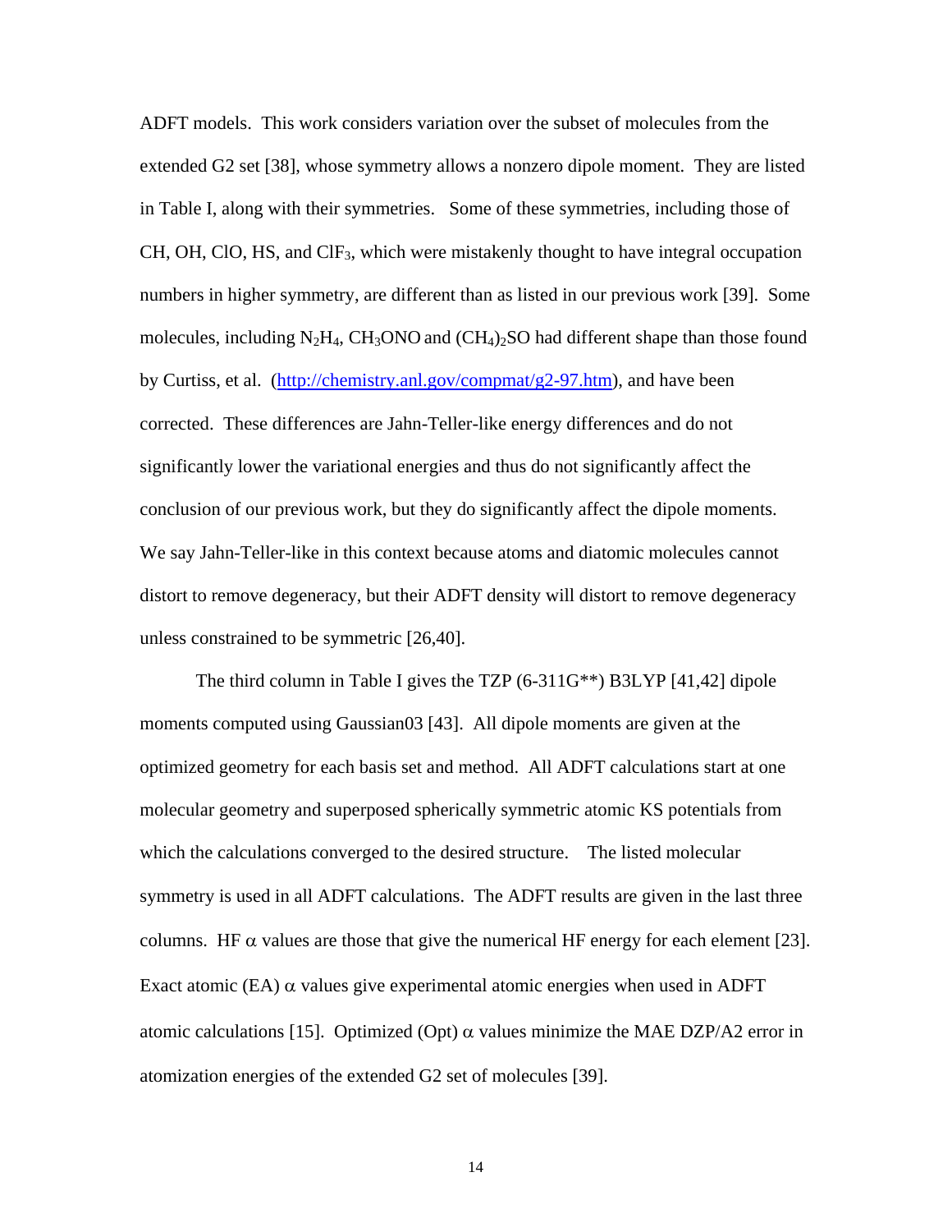ADFT models. This work considers variation over the subset of molecules from the extended G2 set [38], whose symmetry allows a nonzero dipole moment. They are listed in Table I, along with their symmetries. Some of these symmetries, including those of CH, OH, ClO, HS, and $ClF_3$, which were mistakenly thought to have integral occupation numbers in higher symmetry, are different than as listed in our previous work [39]. Some molecules, including $N_2H_4$, $CH_3ONO$ and $(CH_4)_2SO$ had different shape than those found by Curtiss, et al. (http://chemistry.anl.gov/compmat/g2-97.htm), and have been corrected. These differences are Jahn-Teller-like energy differences and do not significantly lower the variational energies and thus do not significantly affect the conclusion of our previous work, but they do significantly affect the dipole moments. We say Jahn-Teller-like in this context because atoms and diatomic molecules cannot distort to remove degeneracy, but their ADFT density will distort to remove degeneracy unless constrained to be symmetric [26,40].

The third column in Table I gives the TZP (6-311G**) B3LYP [41,42] dipole moments computed using Gaussian03 [43]. All dipole moments are given at the optimized geometry for each basis set and method. All ADFT calculations start at one molecular geometry and superposed spherically symmetric atomic KS potentials from which the calculations converged to the desired structure. The listed molecular symmetry is used in all ADFT calculations. The ADFT results are given in the last three columns. HF $\alpha$ values are those that give the numerical HF energy for each element [23]. Exact atomic (EA) $\alpha$ values give experimental atomic energies when used in ADFT atomic calculations [15]. Optimized (Opt) $\alpha$ values minimize the MAE DZP/A2 error in atomization energies of the extended G2 set of molecules [39].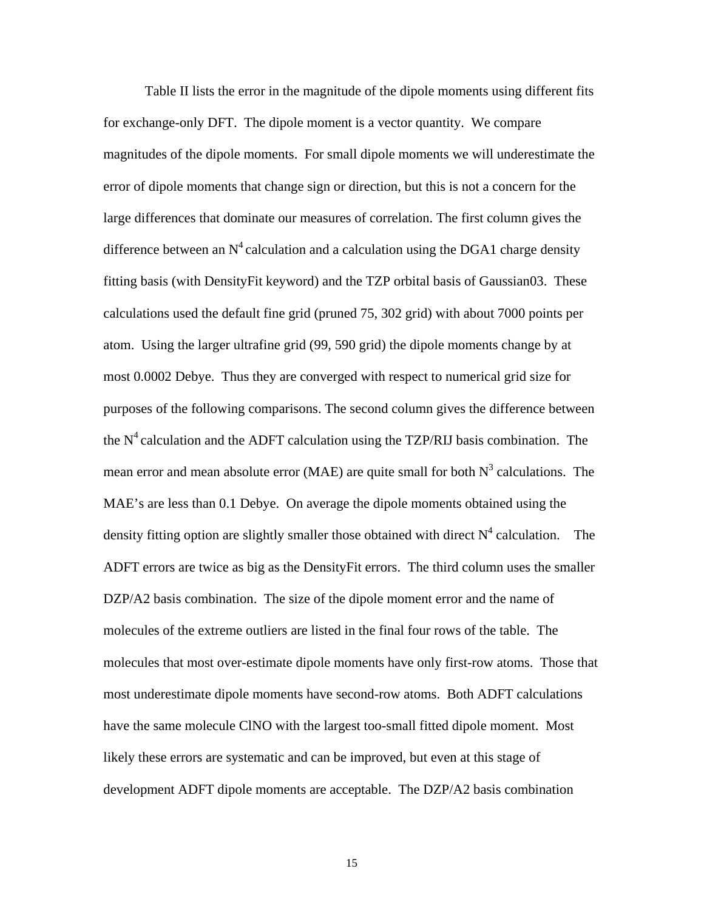Table II lists the error in the magnitude of the dipole moments using different fits for exchange-only DFT. The dipole moment is a vector quantity. We compare magnitudes of the dipole moments. For small dipole moments we will underestimate the error of dipole moments that change sign or direction, but this is not a concern for the large differences that dominate our measures of correlation. The first column gives the difference between an $N^4$ calculation and a calculation using the DGA1 charge density fitting basis (with DensityFit keyword) and the TZP orbital basis of Gaussian03. These calculations used the default fine grid (pruned 75, 302 grid) with about 7000 points per atom. Using the larger ultrafine grid (99, 590 grid) the dipole moments change by at most 0.0002 Debye. Thus they are converged with respect to numerical grid size for purposes of the following comparisons. The second column gives the difference between the $N^4$ calculation and the ADFT calculation using the TZP/RIJ basis combination. The mean error and mean absolute error (MAE) are quite small for both $N^3$ calculations. The MAE's are less than 0.1 Debye. On average the dipole moments obtained using the density fitting option are slightly smaller those obtained with direct $N^4$ calculation. The ADFT errors are twice as big as the DensityFit errors. The third column uses the smaller DZP/A2 basis combination. The size of the dipole moment error and the name of molecules of the extreme outliers are listed in the final four rows of the table. The molecules that most over-estimate dipole moments have only first-row atoms. Those that most underestimate dipole moments have second-row atoms. Both ADFT calculations have the same molecule ClNO with the largest too-small fitted dipole moment. Most likely these errors are systematic and can be improved, but even at this stage of development ADFT dipole moments are acceptable. The DZP/A2 basis combination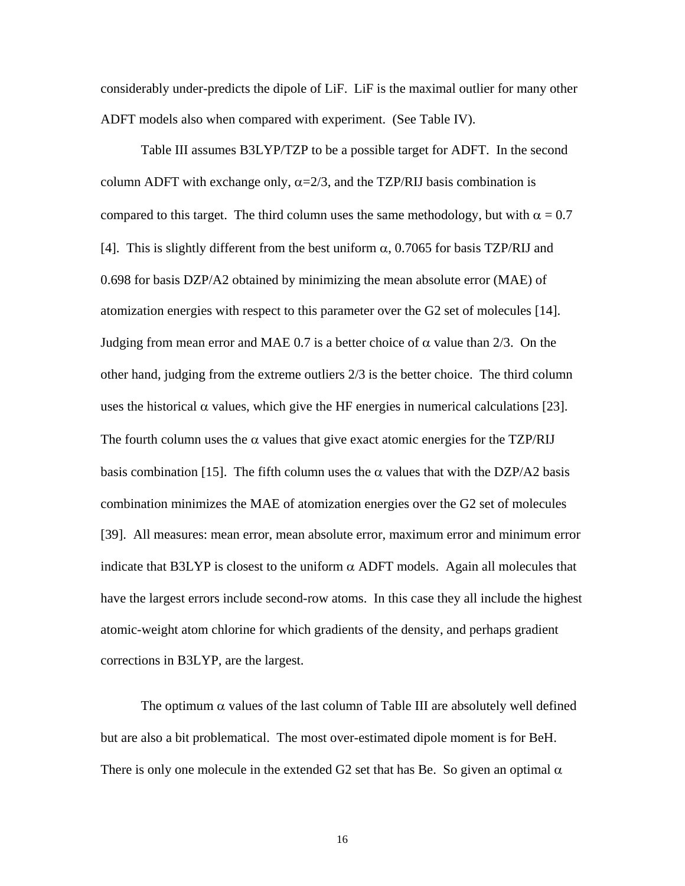considerably under-predicts the dipole of LiF. LiF is the maximal outlier for many other ADFT models also when compared with experiment. (See Table IV).

Table III assumes B3LYP/TZP to be a possible target for ADFT. In the second column ADFT with exchange only, $\alpha$=2/3, and the TZP/RIJ basis combination is compared to this target. The third column uses the same methodology, but with $\alpha$ = 0.7 [4]. This is slightly different from the best uniform $\alpha$, 0.7065 for basis TZP/RIJ and 0.698 for basis DZP/A2 obtained by minimizing the mean absolute error (MAE) of atomization energies with respect to this parameter over the G2 set of molecules [14]. Judging from mean error and MAE 0.7 is a better choice of $\alpha$ value than 2/3. On the other hand, judging from the extreme outliers 2/3 is the better choice. The third column uses the historical $\alpha$ values, which give the HF energies in numerical calculations [23]. The fourth column uses the $\alpha$ values that give exact atomic energies for the TZP/RIJ basis combination [15]. The fifth column uses the $\alpha$ values that with the DZP/A2 basis combination minimizes the MAE of atomization energies over the G2 set of molecules [39]. All measures: mean error, mean absolute error, maximum error and minimum error indicate that B3LYP is closest to the uniform $\alpha$ ADFT models. Again all molecules that have the largest errors include second-row atoms. In this case they all include the highest atomic-weight atom chlorine for which gradients of the density, and perhaps gradient corrections in B3LYP, are the largest.

The optimum $\alpha$ values of the last column of Table III are absolutely well defined but are also a bit problematical. The most over-estimated dipole moment is for BeH. There is only one molecule in the extended G2 set that has Be. So given an optimal $\alpha$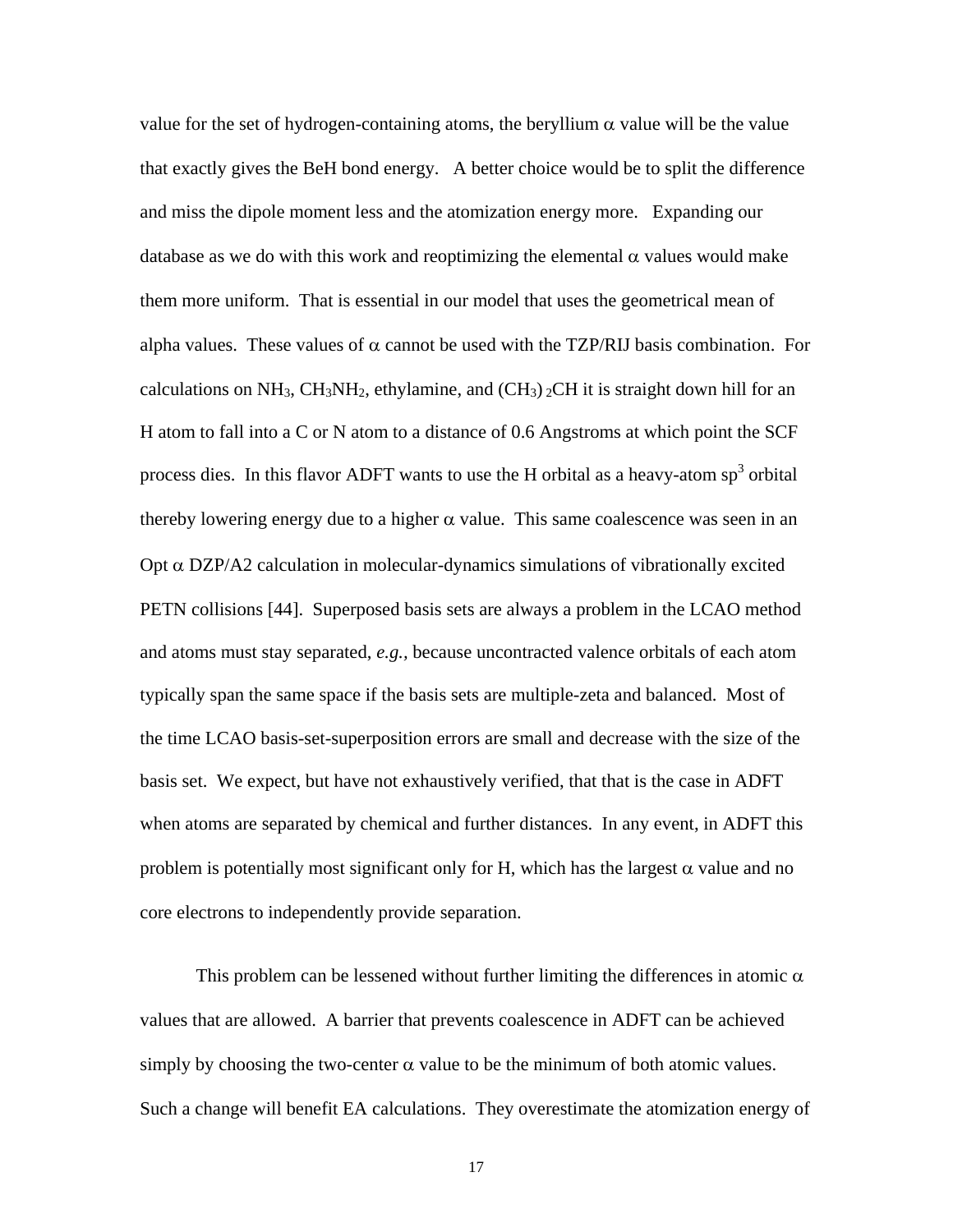value for the set of hydrogen-containing atoms, the beryllium $\alpha$ value will be the value that exactly gives the BeH bond energy. A better choice would be to split the difference and miss the dipole moment less and the atomization energy more. Expanding our database as we do with this work and reoptimizing the elemental $\alpha$ values would make them more uniform. That is essential in our model that uses the geometrical mean of alpha values. These values of $\alpha$ cannot be used with the TZP/RIJ basis combination. For calculations on $NH_3$, $CH_3NH_2$, ethylamine, and $(CH_3)_2CH$ it is straight down hill for an H atom to fall into a C or N atom to a distance of 0.6 Angstroms at which point the SCF process dies. In this flavor ADFT wants to use the H orbital as a heavy-atom $sp^3$ orbital thereby lowering energy due to a higher $\alpha$ value. This same coalescence was seen in an Opt $\alpha$ DZP/A2 calculation in molecular-dynamics simulations of vibrationally excited PETN collisions [44]. Superposed basis sets are always a problem in the LCAO method and atoms must stay separated, *e.g.,* because uncontracted valence orbitals of each atom typically span the same space if the basis sets are multiple-zeta and balanced. Most of the time LCAO basis-set-superposition errors are small and decrease with the size of the basis set. We expect, but have not exhaustively verified, that that is the case in ADFT when atoms are separated by chemical and further distances. In any event, in ADFT this problem is potentially most significant only for H, which has the largest $\alpha$ value and no core electrons to independently provide separation.

This problem can be lessened without further limiting the differences in atomic $\alpha$ values that are allowed. A barrier that prevents coalescence in ADFT can be achieved simply by choosing the two-center $\alpha$ value to be the minimum of both atomic values. Such a change will benefit EA calculations. They overestimate the atomization energy of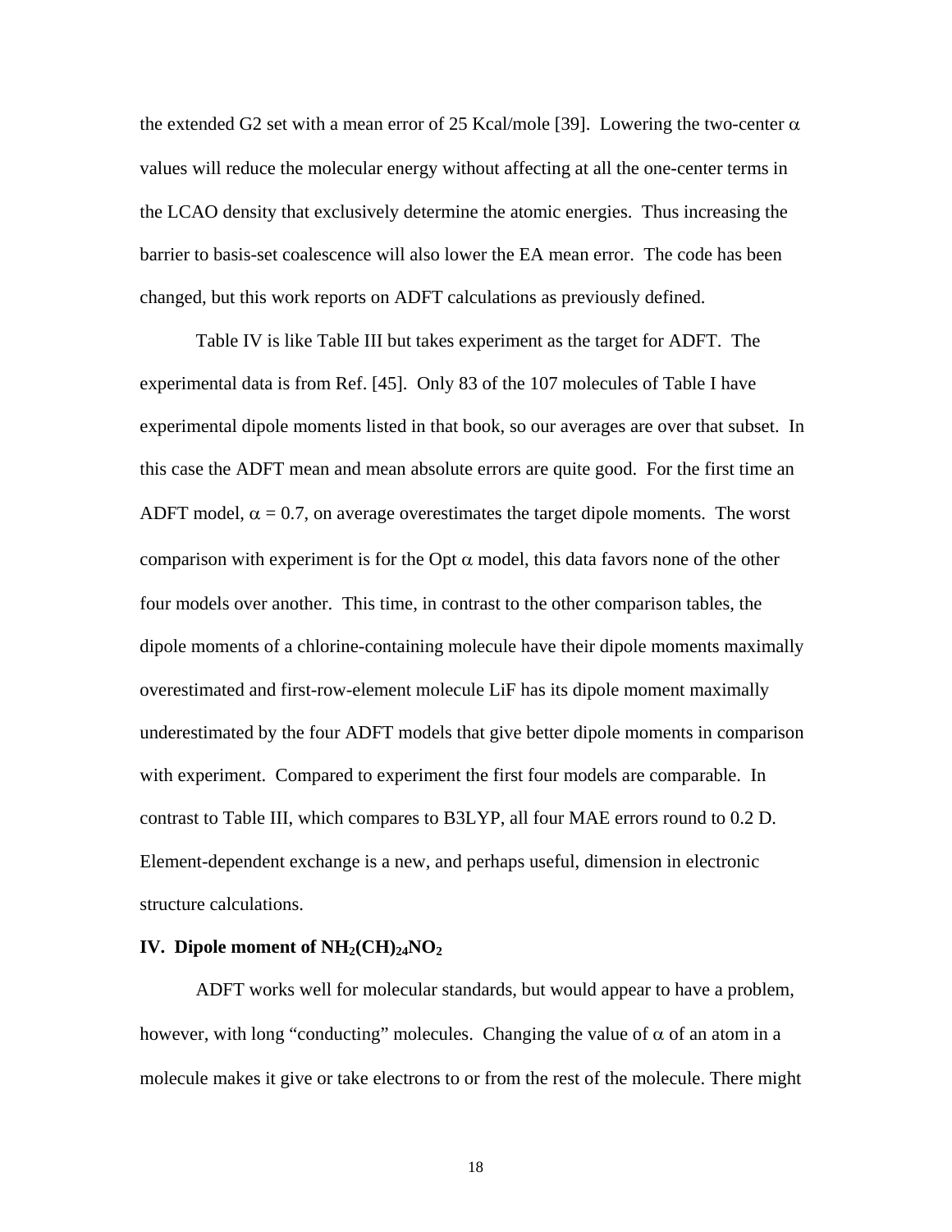the extended G2 set with a mean error of 25 Kcal/mole [39]. Lowering the two-center $\alpha$ values will reduce the molecular energy without affecting at all the one-center terms in the LCAO density that exclusively determine the atomic energies. Thus increasing the barrier to basis-set coalescence will also lower the EA mean error. The code has been changed, but this work reports on ADFT calculations as previously defined.

Table IV is like Table III but takes experiment as the target for ADFT. The experimental data is from Ref. [45]. Only 83 of the 107 molecules of Table I have experimental dipole moments listed in that book, so our averages are over that subset. In this case the ADFT mean and mean absolute errors are quite good. For the first time an ADFT model, $\alpha = 0.7$, on average overestimates the target dipole moments. The worst comparison with experiment is for the Opt $\alpha$ model, this data favors none of the other four models over another. This time, in contrast to the other comparison tables, the dipole moments of a chlorine-containing molecule have their dipole moments maximally overestimated and first-row-element molecule LiF has its dipole moment maximally underestimated by the four ADFT models that give better dipole moments in comparison with experiment. Compared to experiment the first four models are comparable. In contrast to Table III, which compares to B3LYP, all four MAE errors round to 0.2 D. Element-dependent exchange is a new, and perhaps useful, dimension in electronic structure calculations.

## IV. Dipole moment of $NH_2(CH)_{24}NO_2$

ADFT works well for molecular standards, but would appear to have a problem, however, with long "conducting" molecules. Changing the value of $\alpha$ of an atom in a molecule makes it give or take electrons to or from the rest of the molecule. There might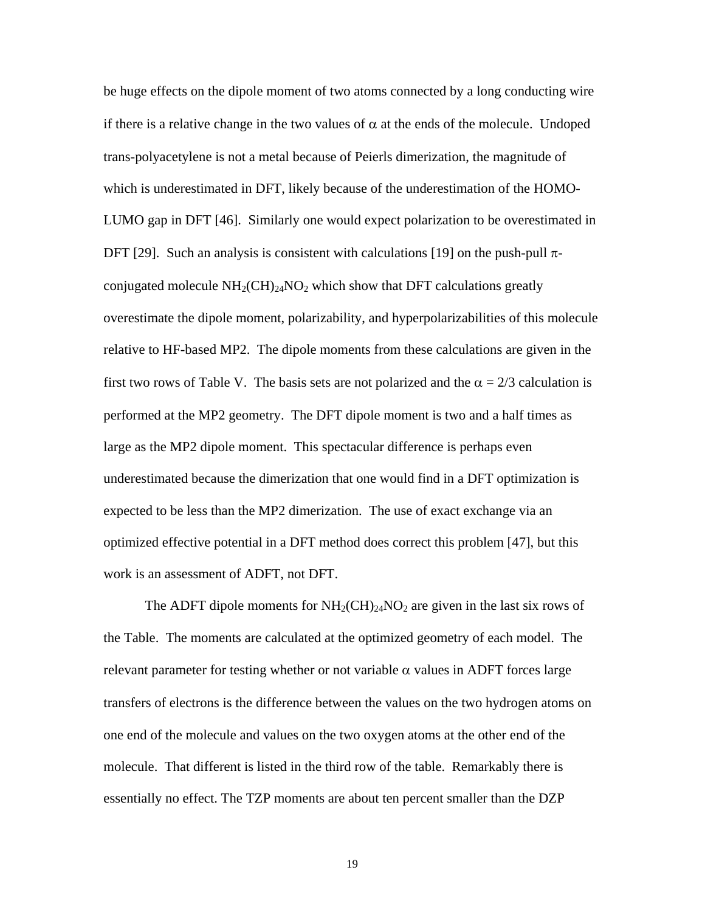be huge effects on the dipole moment of two atoms connected by a long conducting wire if there is a relative change in the two values of $\alpha$ at the ends of the molecule. Undoped trans-polyacetylene is not a metal because of Peierls dimerization, the magnitude of which is underestimated in DFT, likely because of the underestimation of the HOMO-LUMO gap in DFT [46]. Similarly one would expect polarization to be overestimated in DFT [29]. Such an analysis is consistent with calculations [19] on the push-pull $\pi$-conjugated molecule $NH_2(CH)_{24}NO_2$ which show that DFT calculations greatly overestimate the dipole moment, polarizability, and hyperpolarizabilities of this molecule relative to HF-based MP2. The dipole moments from these calculations are given in the first two rows of Table V. The basis sets are not polarized and the $\alpha = 2/3$ calculation is performed at the MP2 geometry. The DFT dipole moment is two and a half times as large as the MP2 dipole moment. This spectacular difference is perhaps even underestimated because the dimerization that one would find in a DFT optimization is expected to be less than the MP2 dimerization. The use of exact exchange via an optimized effective potential in a DFT method does correct this problem [47], but this work is an assessment of ADFT, not DFT.

The ADFT dipole moments for $NH_2(CH)_{24}NO_2$ are given in the last six rows of the Table. The moments are calculated at the optimized geometry of each model. The relevant parameter for testing whether or not variable $\alpha$ values in ADFT forces large transfers of electrons is the difference between the values on the two hydrogen atoms on one end of the molecule and values on the two oxygen atoms at the other end of the molecule. That different is listed in the third row of the table. Remarkably there is essentially no effect. The TZP moments are about ten percent smaller than the DZP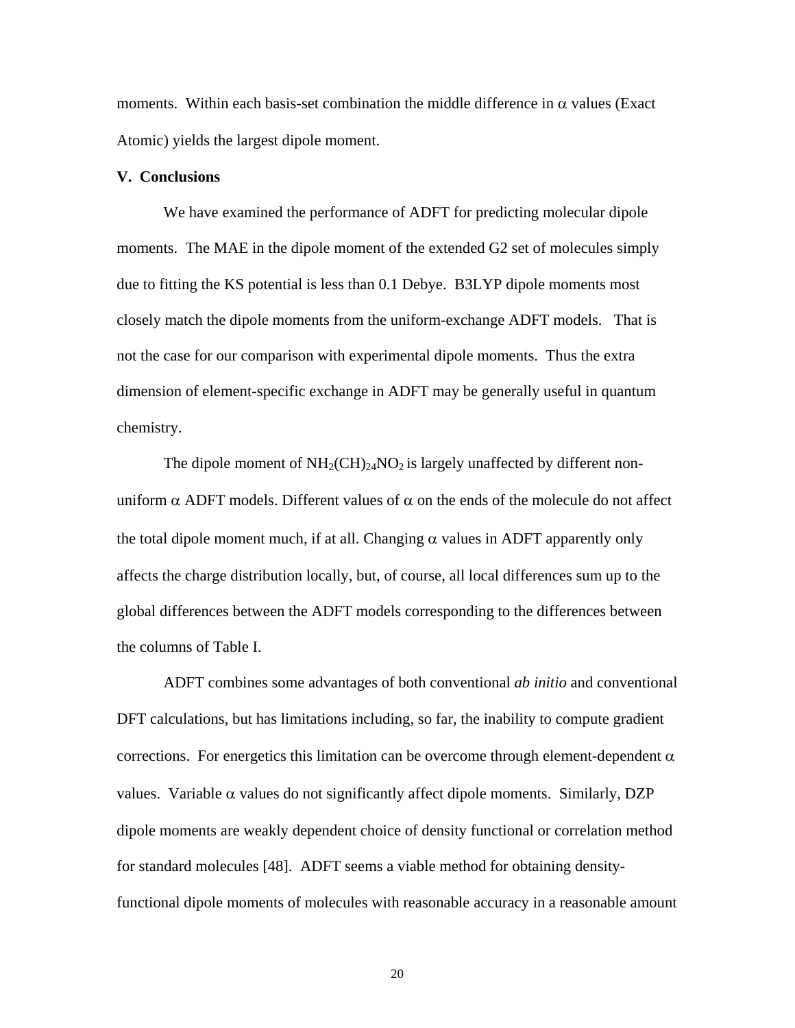moments. Within each basis-set combination the middle difference in α values (Exact Atomic) yields the largest dipole moment.

## V. Conclusions

We have examined the performance of ADFT for predicting molecular dipole moments. The MAE in the dipole moment of the extended G2 set of molecules simply due to fitting the KS potential is less than 0.1 Debye. B3LYP dipole moments most closely match the dipole moments from the uniform-exchange ADFT models. That is not the case for our comparison with experimental dipole moments. Thus the extra dimension of element-specific exchange in ADFT may be generally useful in quantum chemistry.

The dipole moment of $NH_2(CH)_{24}NO_2$ is largely unaffected by different non-uniform α ADFT models. Different values of α on the ends of the molecule do not affect the total dipole moment much, if at all. Changing α values in ADFT apparently only affects the charge distribution locally, but, of course, all local differences sum up to the global differences between the ADFT models corresponding to the differences between the columns of Table I.

ADFT combines some advantages of both conventional *ab initio* and conventional DFT calculations, but has limitations including, so far, the inability to compute gradient corrections. For energetics this limitation can be overcome through element-dependent α values. Variable α values do not significantly affect dipole moments. Similarly, DZP dipole moments are weakly dependent choice of density functional or correlation method for standard molecules [48]. ADFT seems a viable method for obtaining density-functional dipole moments of molecules with reasonable accuracy in a reasonable amount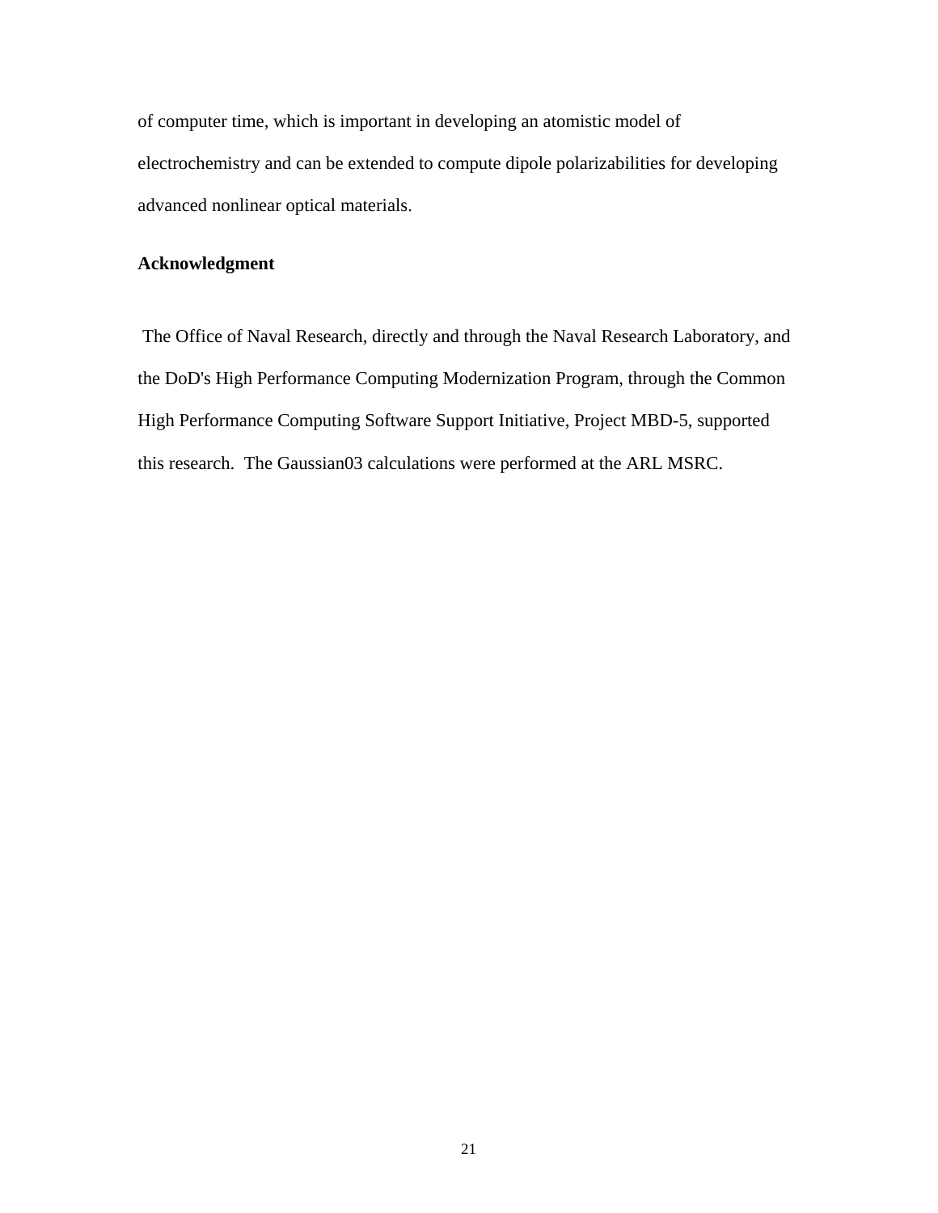of computer time, which is important in developing an atomistic model of electrochemistry and can be extended to compute dipole polarizabilities for developing advanced nonlinear optical materials.

## Acknowledgment

The Office of Naval Research, directly and through the Naval Research Laboratory, and the DoD's High Performance Computing Modernization Program, through the Common High Performance Computing Software Support Initiative, Project MBD-5, supported this research. The Gaussian03 calculations were performed at the ARL MSRC.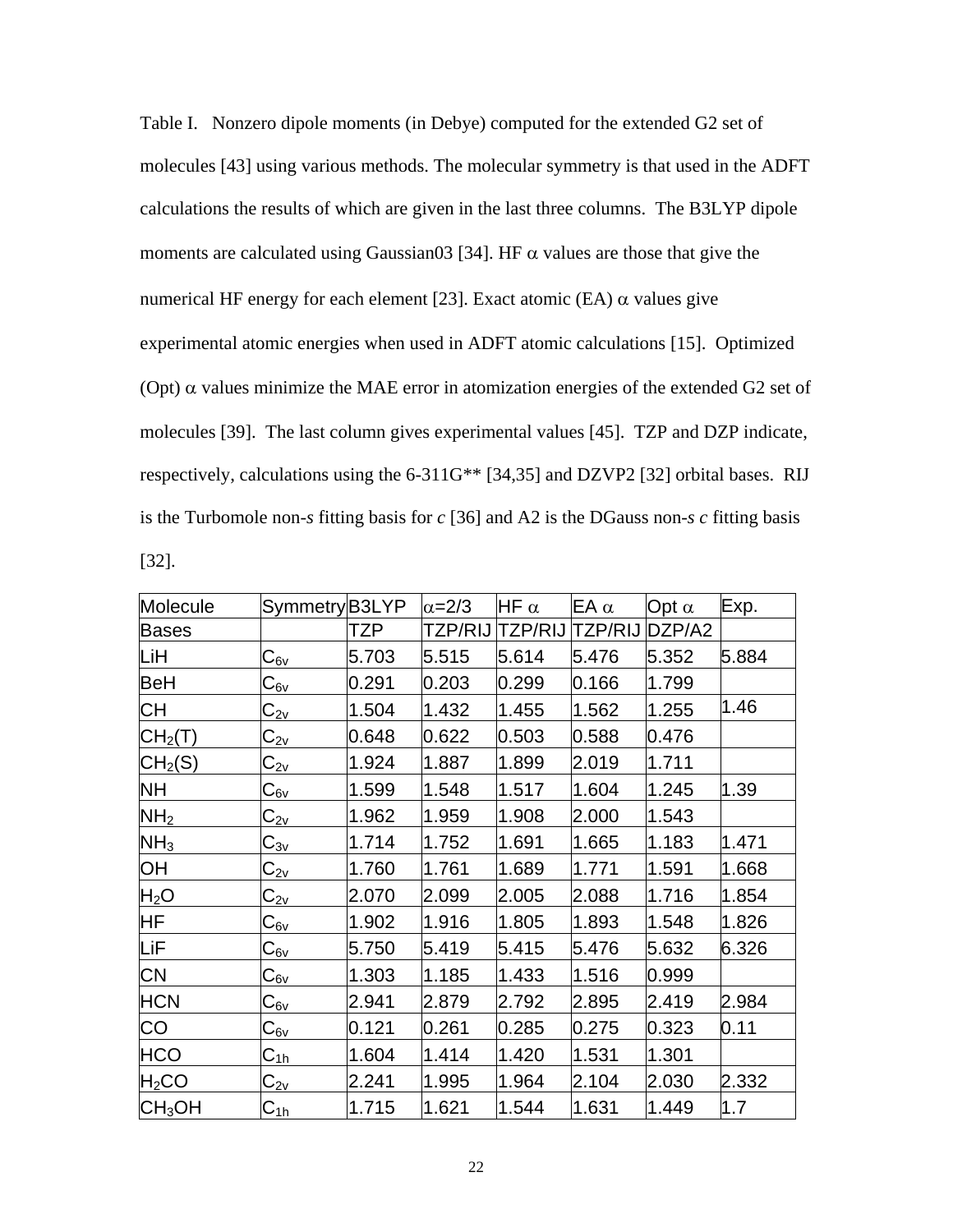Table I. Nonzero dipole moments (in Debye) computed for the extended G2 set of molecules [43] using various methods. The molecular symmetry is that used in the ADFT calculations the results of which are given in the last three columns. The B3LYP dipole moments are calculated using Gaussian03 [34]. HF α values are those that give the numerical HF energy for each element [23]. Exact atomic (EA) α values give experimental atomic energies when used in ADFT atomic calculations [15]. Optimized (Opt) α values minimize the MAE error in atomization energies of the extended G2 set of molecules [39]. The last column gives experimental values [45]. TZP and DZP indicate, respectively, calculations using the 6-311G** [34,35] and DZVP2 [32] orbital bases. RIJ is the Turbomole non-*s* fitting basis for *c* [36] and A2 is the DGauss non-*s* *c* fitting basis [32].

| Molecule | Symmetry | B3LYP | α=2/3 | HF α | EA α | Opt α | Exp. |
|---|---|---|---|---|---|---|---|
| Bases | | TZP | TZP/RIJ | TZP/RIJ | TZP/RIJ | DZP/A2 | |
| LiH | $C_{6v}$ | 5.703 | 5.515 | 5.614 | 5.476 | 5.352 | 5.884 |
| BeH | $C_{6v}$ | 0.291 | 0.203 | 0.299 | 0.166 | 1.799 | |
| CH | $C_{2v}$ | 1.504 | 1.432 | 1.455 | 1.562 | 1.255 | 1.46 |
| $CH_2$(T) | $C_{2v}$ | 0.648 | 0.622 | 0.503 | 0.588 | 0.476 | |
| $CH_2$(S) | $C_{2v}$ | 1.924 | 1.887 | 1.899 | 2.019 | 1.711 | |
| NH | $C_{6v}$ | 1.599 | 1.548 | 1.517 | 1.604 | 1.245 | 1.39 |
| $NH_2$ | $C_{2v}$ | 1.962 | 1.959 | 1.908 | 2.000 | 1.543 | |
| $NH_3$ | $C_{3v}$ | 1.714 | 1.752 | 1.691 | 1.665 | 1.183 | 1.471 |
| OH | $C_{2v}$ | 1.760 | 1.761 | 1.689 | 1.771 | 1.591 | 1.668 |
| $H_2O$ | $C_{2v}$ | 2.070 | 2.099 | 2.005 | 2.088 | 1.716 | 1.854 |
| HF | $C_{6v}$ | 1.902 | 1.916 | 1.805 | 1.893 | 1.548 | 1.826 |
| LiF | $C_{6v}$ | 5.750 | 5.419 | 5.415 | 5.476 | 5.632 | 6.326 |
| CN | $C_{6v}$ | 1.303 | 1.185 | 1.433 | 1.516 | 0.999 | |
| HCN | $C_{6v}$ | 2.941 | 2.879 | 2.792 | 2.895 | 2.419 | 2.984 |
| CO | $C_{6v}$ | 0.121 | 0.261 | 0.285 | 0.275 | 0.323 | 0.11 |
| HCO | $C_{1h}$ | 1.604 | 1.414 | 1.420 | 1.531 | 1.301 | |
| $H_2CO$ | $C_{2v}$ | 2.241 | 1.995 | 1.964 | 2.104 | 2.030 | 2.332 |
| $CH_3OH$ | $C_{1h}$ | 1.715 | 1.621 | 1.544 | 1.631 | 1.449 | 1.7 |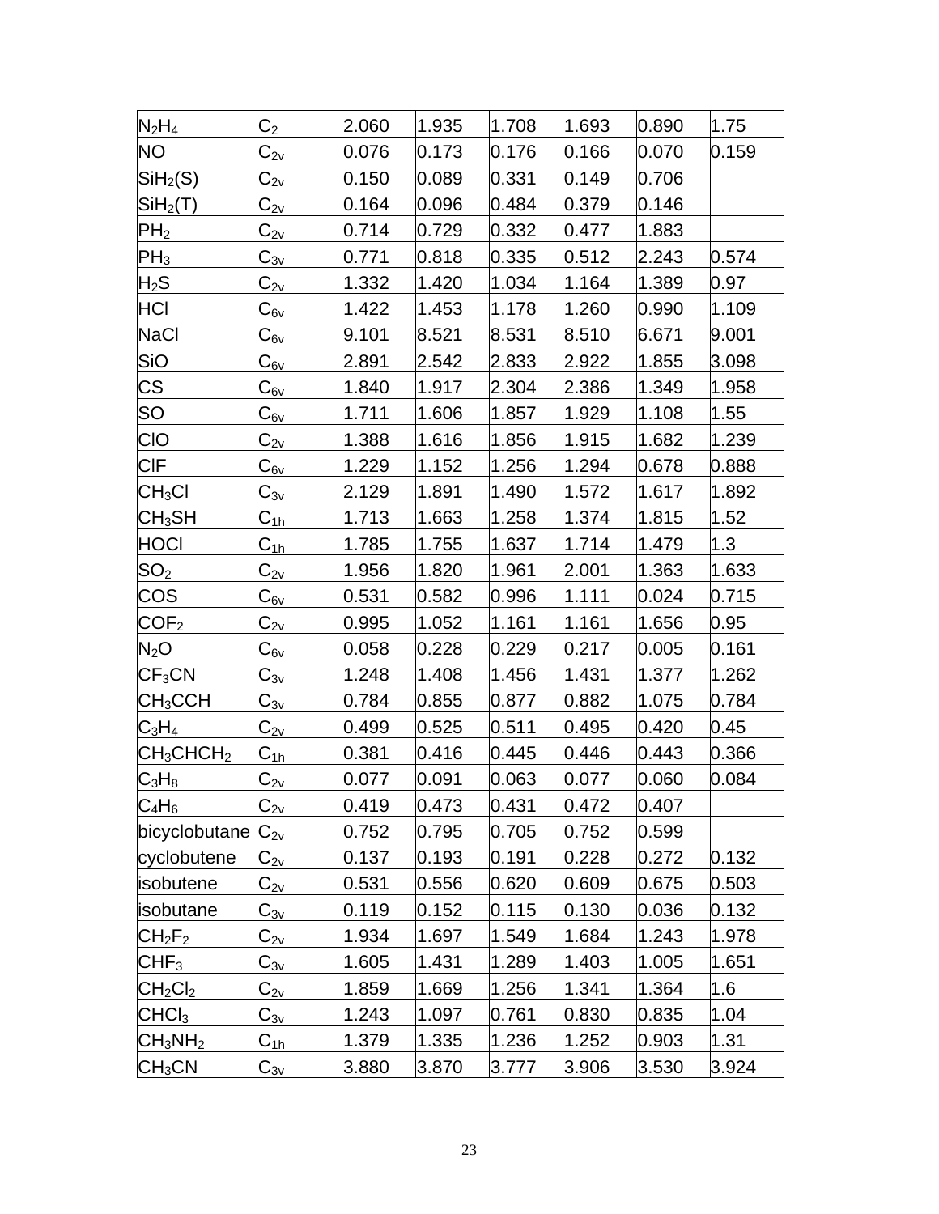| $N_2H_4$ | $C_2$ | 2.060 | 1.935 | 1.708 | 1.693 | 0.890 | 1.75 |
|---|---|---|---|---|---|---|---|
| NO | $C_{2v}$ | 0.076 | 0.173 | 0.176 | 0.166 | 0.070 | 0.159 |
| $SiH_2$(S) | $C_{2v}$ | 0.150 | 0.089 | 0.331 | 0.149 | 0.706 | |
| $SiH_2$(T) | $C_{2v}$ | 0.164 | 0.096 | 0.484 | 0.379 | 0.146 | |
| $PH_2$ | $C_{2v}$ | 0.714 | 0.729 | 0.332 | 0.477 | 1.883 | |
| $PH_3$ | $C_{3v}$ | 0.771 | 0.818 | 0.335 | 0.512 | 2.243 | 0.574 |
| $H_2S$ | $C_{2v}$ | 1.332 | 1.420 | 1.034 | 1.164 | 1.389 | 0.97 |
| HCl | $C_{6v}$ | 1.422 | 1.453 | 1.178 | 1.260 | 0.990 | 1.109 |
| NaCl | $C_{6v}$ | 9.101 | 8.521 | 8.531 | 8.510 | 6.671 | 9.001 |
| SiO | $C_{6v}$ | 2.891 | 2.542 | 2.833 | 2.922 | 1.855 | 3.098 |
| CS | $C_{6v}$ | 1.840 | 1.917 | 2.304 | 2.386 | 1.349 | 1.958 |
| SO | $C_{6v}$ | 1.711 | 1.606 | 1.857 | 1.929 | 1.108 | 1.55 |
| ClO | $C_{2v}$ | 1.388 | 1.616 | 1.856 | 1.915 | 1.682 | 1.239 |
| ClF | $C_{6v}$ | 1.229 | 1.152 | 1.256 | 1.294 | 0.678 | 0.888 |
| $CH_3Cl$ | $C_{3v}$ | 2.129 | 1.891 | 1.490 | 1.572 | 1.617 | 1.892 |
| $CH_3SH$ | $C_{1h}$ | 1.713 | 1.663 | 1.258 | 1.374 | 1.815 | 1.52 |
| HOCl | $C_{1h}$ | 1.785 | 1.755 | 1.637 | 1.714 | 1.479 | 1.3 |
| $SO_2$ | $C_{2v}$ | 1.956 | 1.820 | 1.961 | 2.001 | 1.363 | 1.633 |
| COS | $C_{6v}$ | 0.531 | 0.582 | 0.996 | 1.111 | 0.024 | 0.715 |
| $COF_2$ | $C_{2v}$ | 0.995 | 1.052 | 1.161 | 1.161 | 1.656 | 0.95 |
| $N_2O$ | $C_{6v}$ | 0.058 | 0.228 | 0.229 | 0.217 | 0.005 | 0.161 |
| $CF_3CN$ | $C_{3v}$ | 1.248 | 1.408 | 1.456 | 1.431 | 1.377 | 1.262 |
| $CH_3CCH$ | $C_{3v}$ | 0.784 | 0.855 | 0.877 | 0.882 | 1.075 | 0.784 |
| $C_3H_4$ | $C_{2v}$ | 0.499 | 0.525 | 0.511 | 0.495 | 0.420 | 0.45 |
| $CH_3CHCH_2$ | $C_{1h}$ | 0.381 | 0.416 | 0.445 | 0.446 | 0.443 | 0.366 |
| $C_3H_8$ | $C_{2v}$ | 0.077 | 0.091 | 0.063 | 0.077 | 0.060 | 0.084 |
| $C_4H_6$ | $C_{2v}$ | 0.419 | 0.473 | 0.431 | 0.472 | 0.407 | |
| bicyclobutane | $C_{2v}$ | 0.752 | 0.795 | 0.705 | 0.752 | 0.599 | |
| cyclobutene | $C_{2v}$ | 0.137 | 0.193 | 0.191 | 0.228 | 0.272 | 0.132 |
| isobutene | $C_{2v}$ | 0.531 | 0.556 | 0.620 | 0.609 | 0.675 | 0.503 |
| isobutane | $C_{3v}$ | 0.119 | 0.152 | 0.115 | 0.130 | 0.036 | 0.132 |
| $CH_2F_2$ | $C_{2v}$ | 1.934 | 1.697 | 1.549 | 1.684 | 1.243 | 1.978 |
| $CHF_3$ | $C_{3v}$ | 1.605 | 1.431 | 1.289 | 1.403 | 1.005 | 1.651 |
| $CH_2Cl_2$ | $C_{2v}$ | 1.859 | 1.669 | 1.256 | 1.341 | 1.364 | 1.6 |
| $CHCl_3$ | $C_{3v}$ | 1.243 | 1.097 | 0.761 | 0.830 | 0.835 | 1.04 |
| $CH_3NH_2$ | $C_{1h}$ | 1.379 | 1.335 | 1.236 | 1.252 | 0.903 | 1.31 |
| $CH_3CN$ | $C_{3v}$ | 3.880 | 3.870 | 3.777 | 3.906 | 3.530 | 3.924 |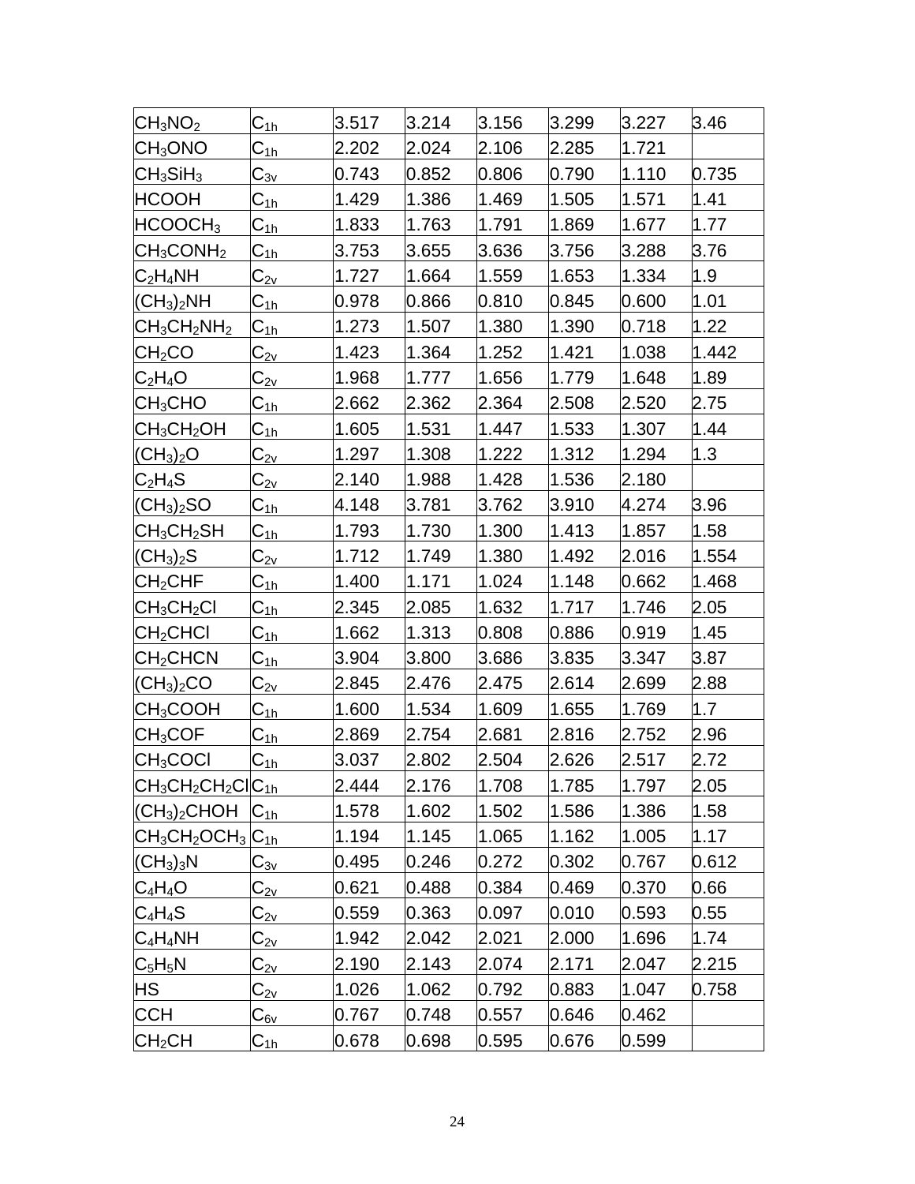| $CH_3NO_2$ | $C_{1h}$ | 3.517 | 3.214 | 3.156 | 3.299 | 3.227 | 3.46 |
|---|---|---|---|---|---|---|---|
| $CH_3ONO$ | $C_{1h}$ | 2.202 | 2.024 | 2.106 | 2.285 | 1.721 | |
| $CH_3SiH_3$ | $C_{3v}$ | 0.743 | 0.852 | 0.806 | 0.790 | 1.110 | 0.735 |
| $HCOOH$ | $C_{1h}$ | 1.429 | 1.386 | 1.469 | 1.505 | 1.571 | 1.41 |
| $HCOOCH_3$ | $C_{1h}$ | 1.833 | 1.763 | 1.791 | 1.869 | 1.677 | 1.77 |
| $CH_3CONH_2$ | $C_{1h}$ | 3.753 | 3.655 | 3.636 | 3.756 | 3.288 | 3.76 |
| $C_2H_4NH$ | $C_{2v}$ | 1.727 | 1.664 | 1.559 | 1.653 | 1.334 | 1.9 |
| $(CH_3)_2NH$ | $C_{1h}$ | 0.978 | 0.866 | 0.810 | 0.845 | 0.600 | 1.01 |
| $CH_3CH_2NH_2$ | $C_{1h}$ | 1.273 | 1.507 | 1.380 | 1.390 | 0.718 | 1.22 |
| $CH_2CO$ | $C_{2v}$ | 1.423 | 1.364 | 1.252 | 1.421 | 1.038 | 1.442 |
| $C_2H_4O$ | $C_{2v}$ | 1.968 | 1.777 | 1.656 | 1.779 | 1.648 | 1.89 |
| $CH_3CHO$ | $C_{1h}$ | 2.662 | 2.362 | 2.364 | 2.508 | 2.520 | 2.75 |
| $CH_3CH_2OH$ | $C_{1h}$ | 1.605 | 1.531 | 1.447 | 1.533 | 1.307 | 1.44 |
| $(CH_3)_2O$ | $C_{2v}$ | 1.297 | 1.308 | 1.222 | 1.312 | 1.294 | 1.3 |
| $C_2H_4S$ | $C_{2v}$ | 2.140 | 1.988 | 1.428 | 1.536 | 2.180 | |
| $(CH_3)_2SO$ | $C_{1h}$ | 4.148 | 3.781 | 3.762 | 3.910 | 4.274 | 3.96 |
| $CH_3CH_2SH$ | $C_{1h}$ | 1.793 | 1.730 | 1.300 | 1.413 | 1.857 | 1.58 |
| $(CH_3)_2S$ | $C_{2v}$ | 1.712 | 1.749 | 1.380 | 1.492 | 2.016 | 1.554 |
| $CH_2CHF$ | $C_{1h}$ | 1.400 | 1.171 | 1.024 | 1.148 | 0.662 | 1.468 |
| $CH_3CH_2Cl$ | $C_{1h}$ | 2.345 | 2.085 | 1.632 | 1.717 | 1.746 | 2.05 |
| $CH_2CHCl$ | $C_{1h}$ | 1.662 | 1.313 | 0.808 | 0.886 | 0.919 | 1.45 |
| $CH_2CHCN$ | $C_{1h}$ | 3.904 | 3.800 | 3.686 | 3.835 | 3.347 | 3.87 |
| $(CH_3)_2CO$ | $C_{2v}$ | 2.845 | 2.476 | 2.475 | 2.614 | 2.699 | 2.88 |
| $CH_3COOH$ | $C_{1h}$ | 1.600 | 1.534 | 1.609 | 1.655 | 1.769 | 1.7 |
| $CH_3COF$ | $C_{1h}$ | 2.869 | 2.754 | 2.681 | 2.816 | 2.752 | 2.96 |
| $CH_3COCl$ | $C_{1h}$ | 3.037 | 2.802 | 2.504 | 2.626 | 2.517 | 2.72 |
| $CH_3CH_2CH_2Cl$ | $C_{1h}$ | 2.444 | 2.176 | 1.708 | 1.785 | 1.797 | 2.05 |
| $(CH_3)_2CHOH$ | $C_{1h}$ | 1.578 | 1.602 | 1.502 | 1.586 | 1.386 | 1.58 |
| $CH_3CH_2OCH_3$ | $C_{1h}$ | 1.194 | 1.145 | 1.065 | 1.162 | 1.005 | 1.17 |
| $(CH_3)_3N$ | $C_{3v}$ | 0.495 | 0.246 | 0.272 | 0.302 | 0.767 | 0.612 |
| $C_4H_4O$ | $C_{2v}$ | 0.621 | 0.488 | 0.384 | 0.469 | 0.370 | 0.66 |
| $C_4H_4S$ | $C_{2v}$ | 0.559 | 0.363 | 0.097 | 0.010 | 0.593 | 0.55 |
| $C_4H_4NH$ | $C_{2v}$ | 1.942 | 2.042 | 2.021 | 2.000 | 1.696 | 1.74 |
| $C_5H_5N$ | $C_{2v}$ | 2.190 | 2.143 | 2.074 | 2.171 | 2.047 | 2.215 |
| $HS$ | $C_{2v}$ | 1.026 | 1.062 | 0.792 | 0.883 | 1.047 | 0.758 |
| $CCH$ | $C_{6v}$ | 0.767 | 0.748 | 0.557 | 0.646 | 0.462 | |
| $CH_2CH$ | $C_{1h}$ | 0.678 | 0.698 | 0.595 | 0.676 | 0.599 | |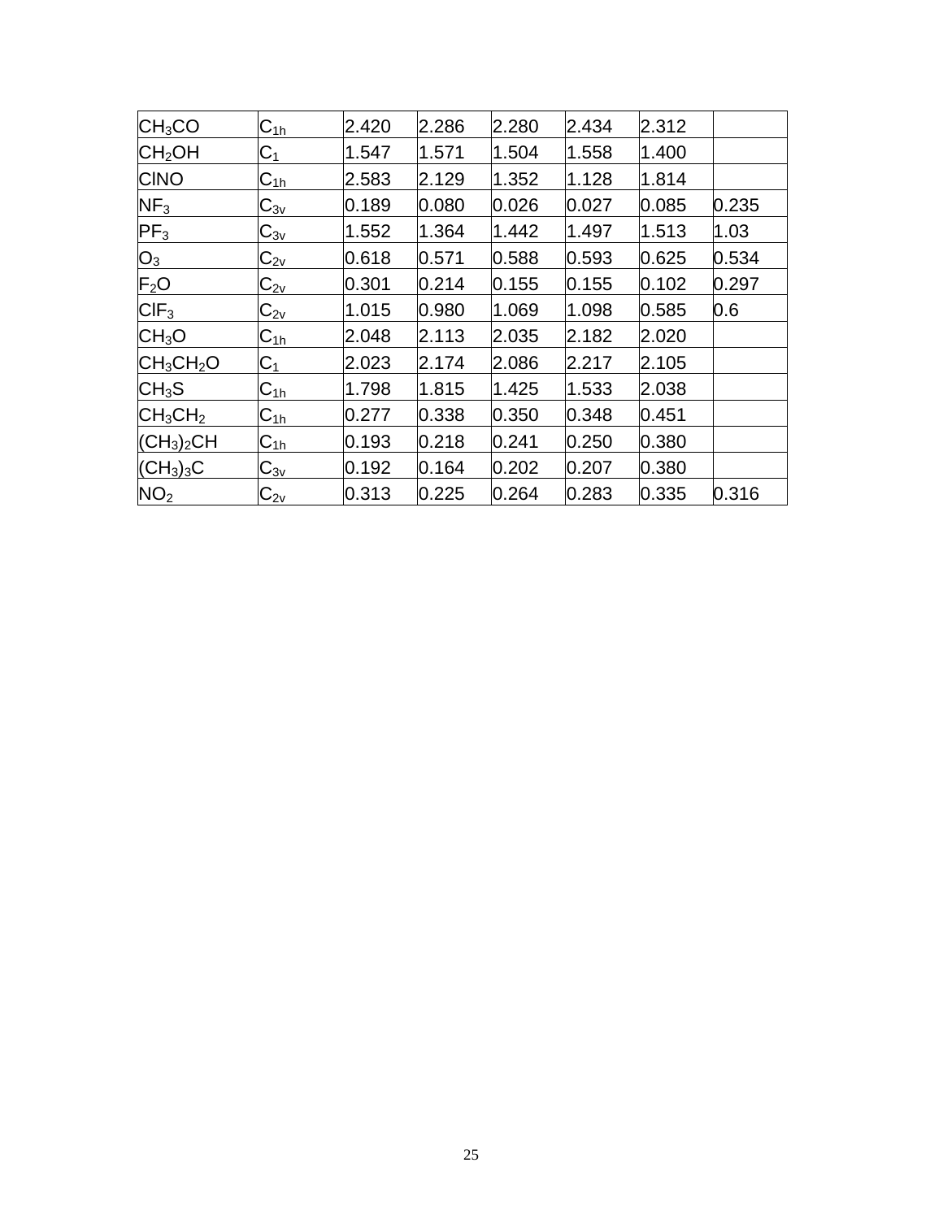| $CH_3CO$ | $C_{1h}$ | 2.420 | 2.286 | 2.280 | 2.434 | 2.312 | |
|---|---|---|---|---|---|---|---|
| $CH_2OH$ | $C_1$ | 1.547 | 1.571 | 1.504 | 1.558 | 1.400 | |
| ClNO | $C_{1h}$ | 2.583 | 2.129 | 1.352 | 1.128 | 1.814 | |
| $NF_3$ | $C_{3v}$ | 0.189 | 0.080 | 0.026 | 0.027 | 0.085 | 0.235 |
| $PF_3$ | $C_{3v}$ | 1.552 | 1.364 | 1.442 | 1.497 | 1.513 | 1.03 |
| $O_3$ | $C_{2v}$ | 0.618 | 0.571 | 0.588 | 0.593 | 0.625 | 0.534 |
| $F_2O$ | $C_{2v}$ | 0.301 | 0.214 | 0.155 | 0.155 | 0.102 | 0.297 |
| $ClF_3$ | $C_{2v}$ | 1.015 | 0.980 | 1.069 | 1.098 | 0.585 | 0.6 |
| $CH_3O$ | $C_{1h}$ | 2.048 | 2.113 | 2.035 | 2.182 | 2.020 | |
| $CH_3CH_2O$ | $C_1$ | 2.023 | 2.174 | 2.086 | 2.217 | 2.105 | |
| $CH_3S$ | $C_{1h}$ | 1.798 | 1.815 | 1.425 | 1.533 | 2.038 | |
| $CH_3CH_2$ | $C_{1h}$ | 0.277 | 0.338 | 0.350 | 0.348 | 0.451 | |
| $(CH_3)_2CH$ | $C_{1h}$ | 0.193 | 0.218 | 0.241 | 0.250 | 0.380 | |
| $(CH_3)_3C$ | $C_{3v}$ | 0.192 | 0.164 | 0.202 | 0.207 | 0.380 | |
| $NO_2$ | $C_{2v}$ | 0.313 | 0.225 | 0.264 | 0.283 | 0.335 | 0.316 |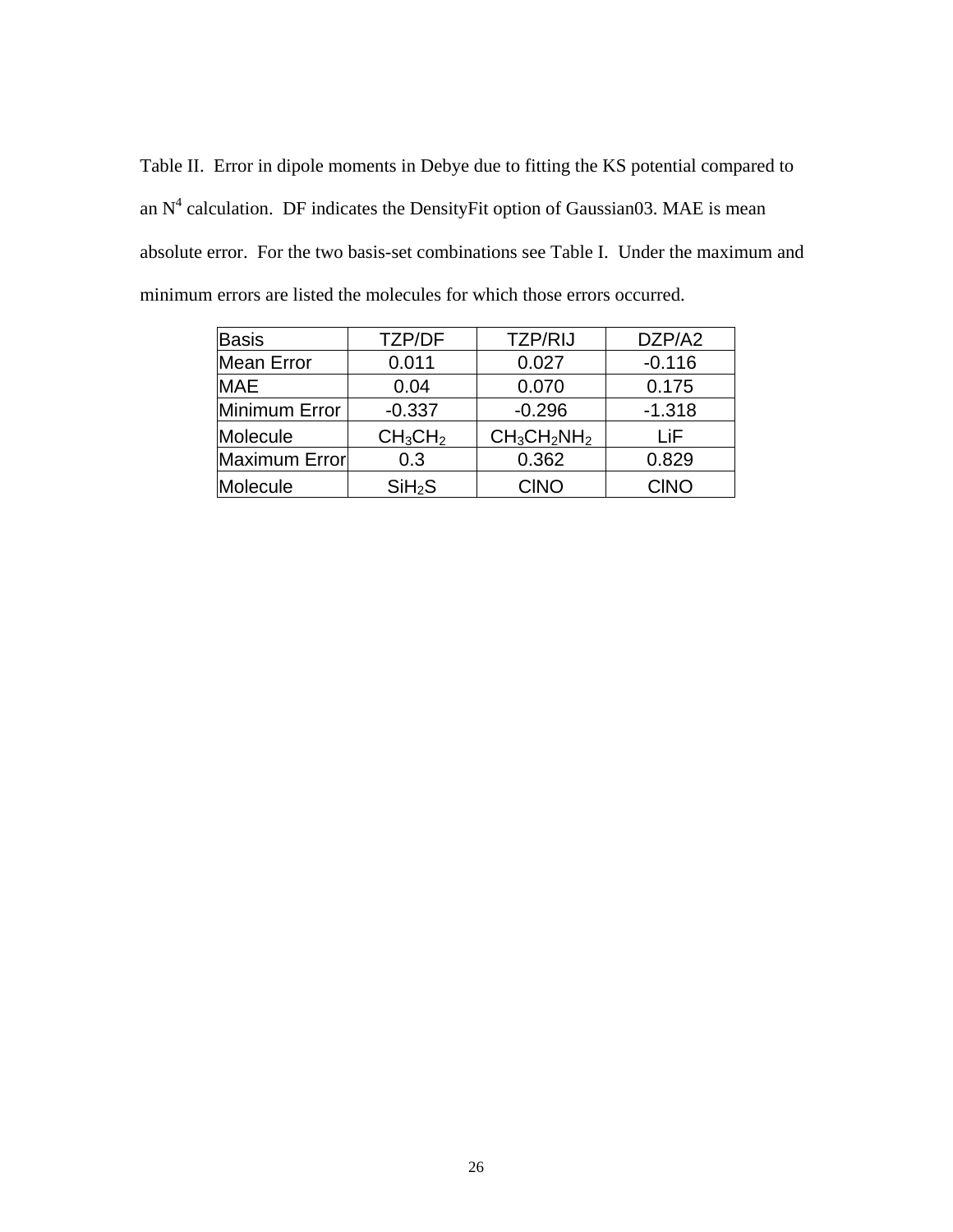Table II. Error in dipole moments in Debye due to fitting the KS potential compared to an $N^4$ calculation. DF indicates the DensityFit option of Gaussian03. MAE is mean absolute error. For the two basis-set combinations see Table I. Under the maximum and minimum errors are listed the molecules for which those errors occurred.

| Basis | TZP/DF | TZP/RIJ | DZP/A2 |
|---|---|---|---|
| Mean Error | 0.011 | 0.027 | -0.116 |
| MAE | 0.04 | 0.070 | 0.175 |
| Minimum Error | -0.337 | -0.296 | -1.318 |
| Molecule | $CH_3CH_2$ | $CH_3CH_2NH_2$ | LiF |
| Maximum Error | 0.3 | 0.362 | 0.829 |
| Molecule | $SiH_2S$ | ClNO | ClNO |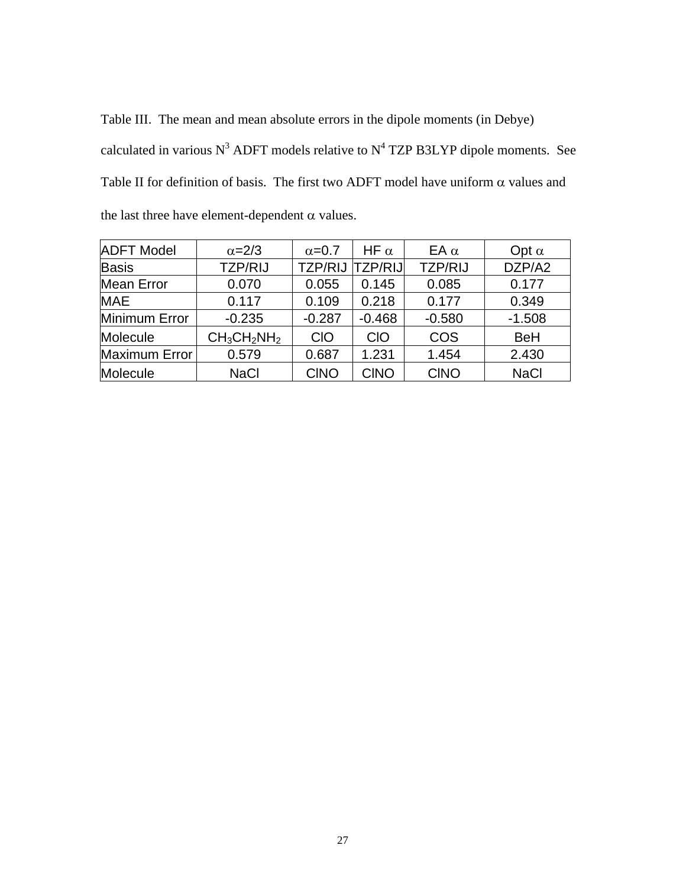Table III. The mean and mean absolute errors in the dipole moments (in Debye) calculated in various $N^3$ ADFT models relative to $N^4$ TZP B3LYP dipole moments. See Table II for definition of basis. The first two ADFT model have uniform $\alpha$ values and the last three have element-dependent $\alpha$ values.

| ADFT Model | $\alpha$=2/3 | $\alpha$=0.7 | HF $\alpha$ | EA $\alpha$ | Opt $\alpha$ |
| --- | --- | --- | --- | --- | --- |
| Basis | TZP/RIJ | TZP/RIJ | TZP/RIJ | TZP/RIJ | DZP/A2 |
| Mean Error | 0.070 | 0.055 | 0.145 | 0.085 | 0.177 |
| MAE | 0.117 | 0.109 | 0.218 | 0.177 | 0.349 |
| Minimum Error | -0.235 | -0.287 | -0.468 | -0.580 | -1.508 |
| Molecule | $CH_3CH_2NH_2$ | ClO | ClO | COS | BeH |
| Maximum Error | 0.579 | 0.687 | 1.231 | 1.454 | 2.430 |
| Molecule | NaCl | ClNO | ClNO | ClNO | NaCl |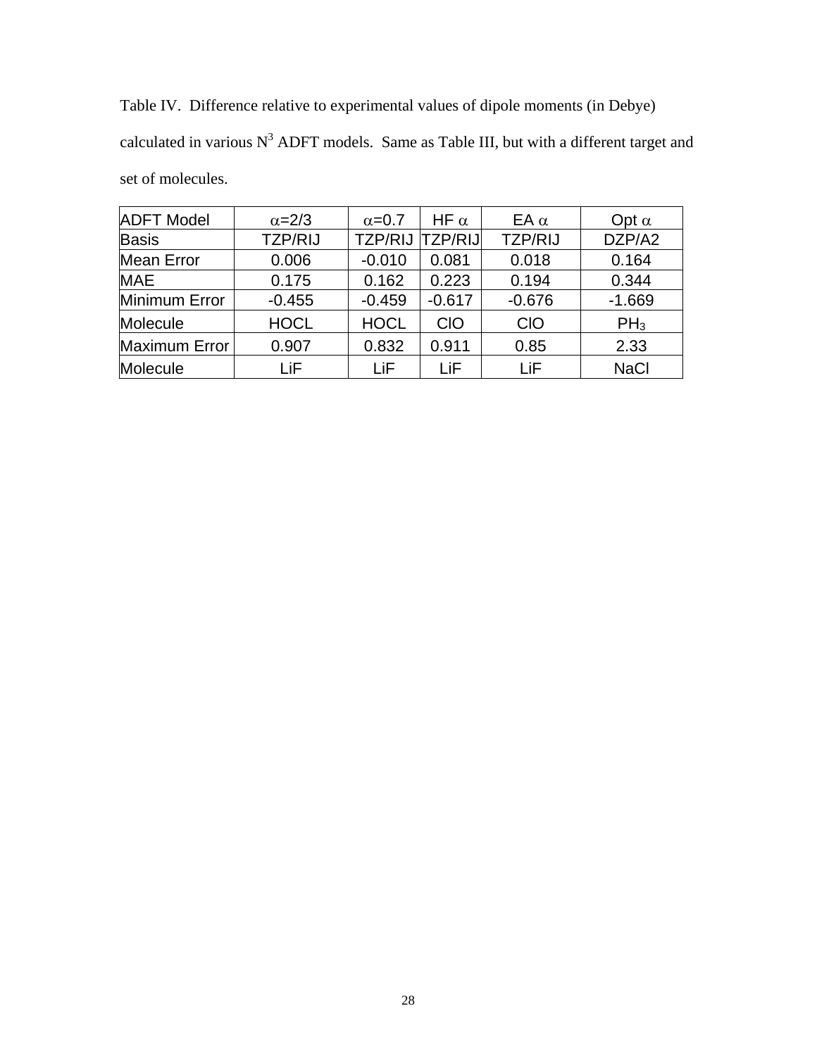Table IV. Difference relative to experimental values of dipole moments (in Debye) calculated in various $N^3$ ADFT models. Same as Table III, but with a different target and set of molecules.

| ADFT Model | $\alpha$=2/3 | $\alpha$=0.7 | HF $\alpha$ | EA $\alpha$ | Opt $\alpha$ |
|---|---|---|---|---|---|
| Basis | TZP/RIJ | TZP/RIJ | TZP/RIJ | TZP/RIJ | DZP/A2 |
| Mean Error | 0.006 | -0.010 | 0.081 | 0.018 | 0.164 |
| MAE | 0.175 | 0.162 | 0.223 | 0.194 | 0.344 |
| Minimum Error | -0.455 | -0.459 | -0.617 | -0.676 | -1.669 |
| Molecule | HOCL | HOCL | ClO | ClO | $PH_3$ |
| Maximum Error | 0.907 | 0.832 | 0.911 | 0.85 | 2.33 |
| Molecule | LiF | LiF | LiF | LiF | NaCl |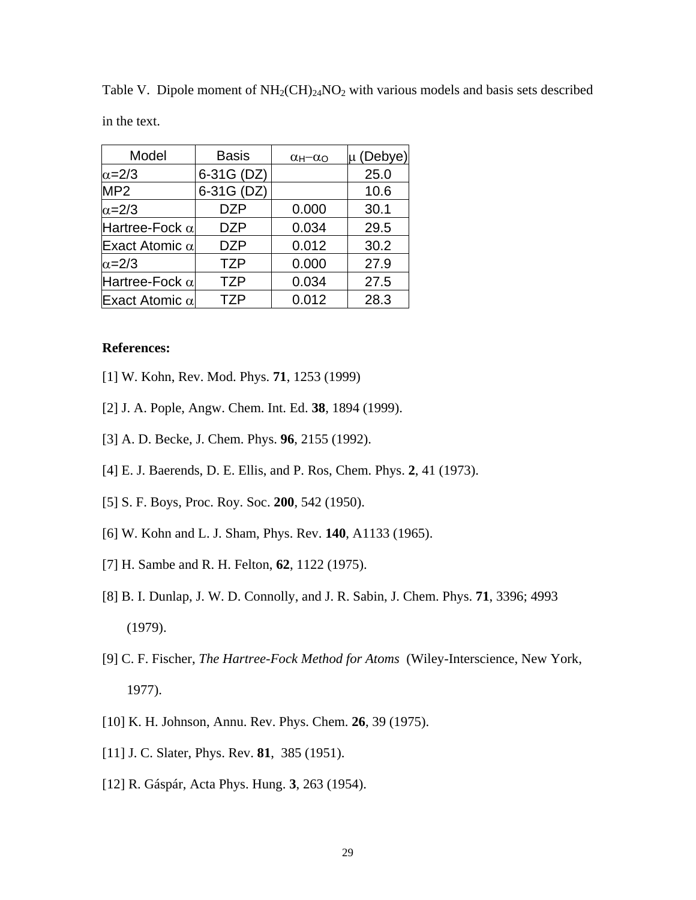Table V. Dipole moment of $NH_2(CH)_{24}NO_2$ with various models and basis sets described in the text.

| Model | Basis | $\alpha_H - \alpha_O$ | $\mu$ (Debye) |
|---|---|---|---|
| $\alpha$=2/3 | 6-31G (DZ) | | 25.0 |
| MP2 | 6-31G (DZ) | | 10.6 |
| $\alpha$=2/3 | DZP | 0.000 | 30.1 |
| Hartree-Fock $\alpha$ | DZP | 0.034 | 29.5 |
| Exact Atomic $\alpha$ | DZP | 0.012 | 30.2 |
| $\alpha$=2/3 | TZP | 0.000 | 27.9 |
| Hartree-Fock $\alpha$ | TZP | 0.034 | 27.5 |
| Exact Atomic $\alpha$ | TZP | 0.012 | 28.3 |

**References:**

[1] W. Kohn, Rev. Mod. Phys. **71**, 1253 (1999)

[2] J. A. Pople, Angw. Chem. Int. Ed. **38**, 1894 (1999).

[3] A. D. Becke, J. Chem. Phys. **96**, 2155 (1992).

[4] E. J. Baerends, D. E. Ellis, and P. Ros, Chem. Phys. **2**, 41 (1973).

[5] S. F. Boys, Proc. Roy. Soc. **200**, 542 (1950).

[6] W. Kohn and L. J. Sham, Phys. Rev. **140**, A1133 (1965).

[7] H. Sambe and R. H. Felton, **62**, 1122 (1975).

[8] B. I. Dunlap, J. W. D. Connolly, and J. R. Sabin, J. Chem. Phys. **71**, 3396; 4993 (1979).

[9] C. F. Fischer, *The Hartree-Fock Method for Atoms* (Wiley-Interscience, New York, 1977).

[10] K. H. Johnson, Annu. Rev. Phys. Chem. **26**, 39 (1975).

[11] J. C. Slater, Phys. Rev. **81**, 385 (1951).

[12] R. Gáspár, Acta Phys. Hung. **3**, 263 (1954).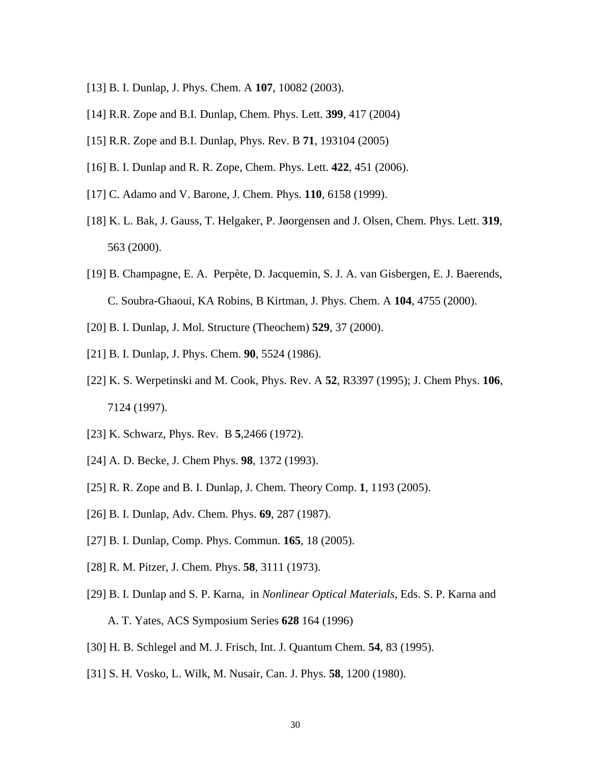[13] B. I. Dunlap, J. Phys. Chem. A **107**, 10082 (2003).

[14] R.R. Zope and B.I. Dunlap, Chem. Phys. Lett. **399**, 417 (2004)

[15] R.R. Zope and B.I. Dunlap, Phys. Rev. B **71**, 193104 (2005)

[16] B. I. Dunlap and R. R. Zope, Chem. Phys. Lett. **422**, 451 (2006).

[17] C. Adamo and V. Barone, J. Chem. Phys. **110**, 6158 (1999).

[18] K. L. Bak, J. Gauss, T. Helgaker, P. Jøorgensen and J. Olsen, Chem. Phys. Lett. **319**, 563 (2000).

[19] B. Champagne, E. A. Perpète, D. Jacquemin, S. J. A. van Gisbergen, E. J. Baerends, C. Soubra-Ghaoui, KA Robins, B Kirtman, J. Phys. Chem. A **104**, 4755 (2000).

[20] B. I. Dunlap, J. Mol. Structure (Theochem) **529**, 37 (2000).

[21] B. I. Dunlap, J. Phys. Chem. **90**, 5524 (1986).

[22] K. S. Werpetinski and M. Cook, Phys. Rev. A **52**, R3397 (1995); J. Chem Phys. **106**, 7124 (1997).

[23] K. Schwarz, Phys. Rev. B **5**,2466 (1972).

[24] A. D. Becke, J. Chem Phys. **98**, 1372 (1993).

[25] R. R. Zope and B. I. Dunlap, J. Chem. Theory Comp. **1**, 1193 (2005).

[26] B. I. Dunlap, Adv. Chem. Phys. **69**, 287 (1987).

[27] B. I. Dunlap, Comp. Phys. Commun. **165**, 18 (2005).

[28] R. M. Pitzer, J. Chem. Phys. **58**, 3111 (1973).

[29] B. I. Dunlap and S. P. Karna, in *Nonlinear Optical Materials,* Eds. S. P. Karna and A. T. Yates, ACS Symposium Series **628** 164 (1996)

[30] H. B. Schlegel and M. J. Frisch, Int. J. Quantum Chem. **54**, 83 (1995).

[31] S. H. Vosko, L. Wilk, M. Nusair, Can. J. Phys. **58**, 1200 (1980).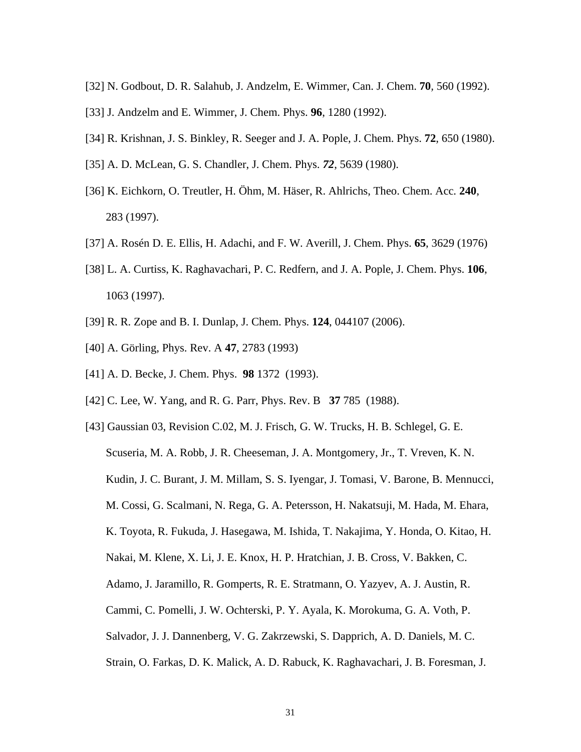[32] N. Godbout, D. R. Salahub, J. Andzelm, E. Wimmer, Can. J. Chem. **70**, 560 (1992).

[33] J. Andzelm and E. Wimmer, J. Chem. Phys. **96**, 1280 (1992).

[34] R. Krishnan, J. S. Binkley, R. Seeger and J. A. Pople, J. Chem. Phys. **72**, 650 (1980).

[35] A. D. McLean, G. S. Chandler, J. Chem. Phys. ***72***, 5639 (1980).

[36] K. Eichkorn, O. Treutler, H. Öhm, M. Häser, R. Ahlrichs, Theo. Chem. Acc. **240**, 283 (1997).

[37] A. Rosén D. E. Ellis, H. Adachi, and F. W. Averill, J. Chem. Phys. **65**, 3629 (1976)

[38] L. A. Curtiss, K. Raghavachari, P. C. Redfern, and J. A. Pople, J. Chem. Phys. **106**, 1063 (1997).

[39] R. R. Zope and B. I. Dunlap, J. Chem. Phys. **124**, 044107 (2006).

[40] A. Görling, Phys. Rev. A **47**, 2783 (1993)

[41] A. D. Becke, J. Chem. Phys. **98** 1372 (1993).

[42] C. Lee, W. Yang, and R. G. Parr, Phys. Rev. B **37** 785 (1988).

[43] Gaussian 03, Revision C.02, M. J. Frisch, G. W. Trucks, H. B. Schlegel, G. E. Scuseria, M. A. Robb, J. R. Cheeseman, J. A. Montgomery, Jr., T. Vreven, K. N. Kudin, J. C. Burant, J. M. Millam, S. S. Iyengar, J. Tomasi, V. Barone, B. Mennucci, M. Cossi, G. Scalmani, N. Rega, G. A. Petersson, H. Nakatsuji, M. Hada, M. Ehara, K. Toyota, R. Fukuda, J. Hasegawa, M. Ishida, T. Nakajima, Y. Honda, O. Kitao, H. Nakai, M. Klene, X. Li, J. E. Knox, H. P. Hratchian, J. B. Cross, V. Bakken, C. Adamo, J. Jaramillo, R. Gomperts, R. E. Stratmann, O. Yazyev, A. J. Austin, R. Cammi, C. Pomelli, J. W. Ochterski, P. Y. Ayala, K. Morokuma, G. A. Voth, P. Salvador, J. J. Dannenberg, V. G. Zakrzewski, S. Dapprich, A. D. Daniels, M. C. Strain, O. Farkas, D. K. Malick, A. D. Rabuck, K. Raghavachari, J. B. Foresman, J.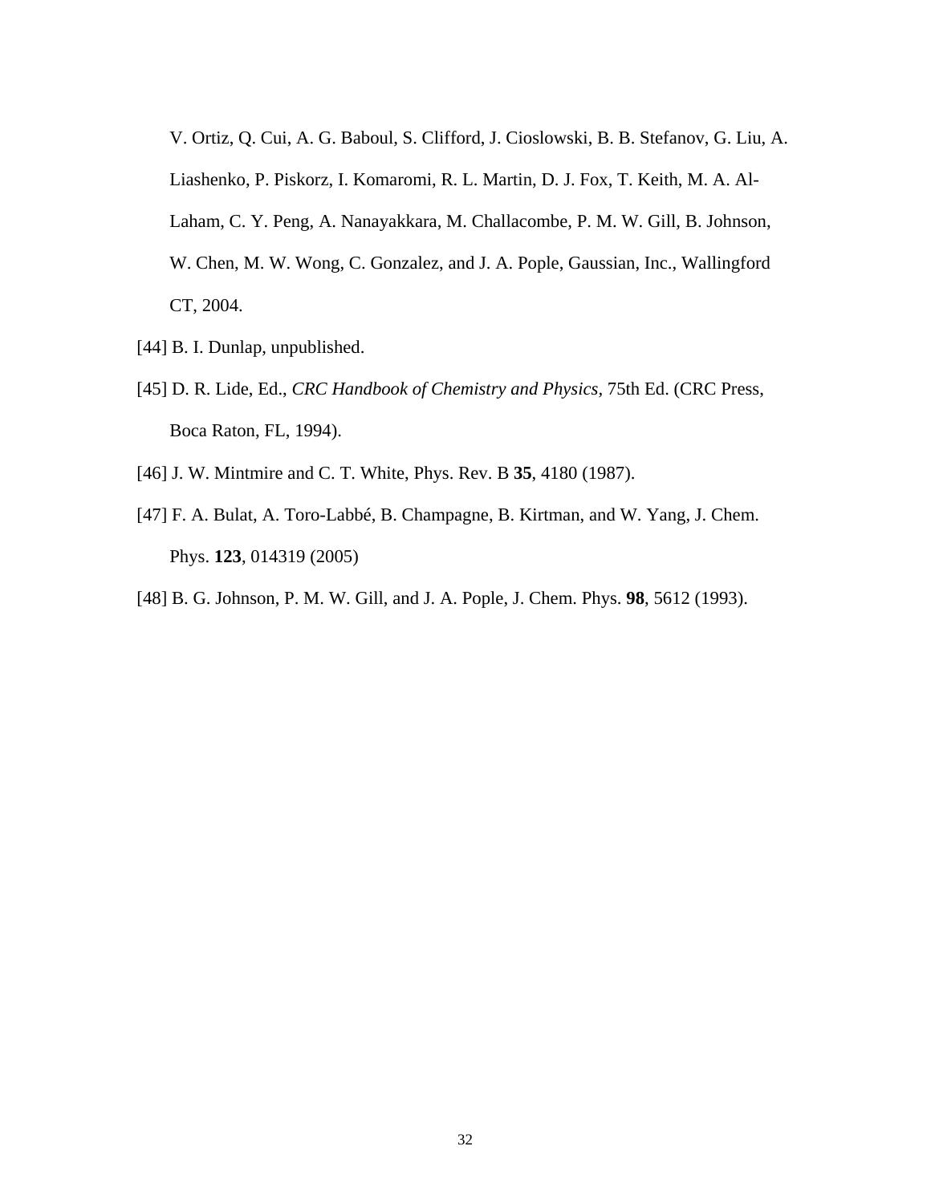V. Ortiz, Q. Cui, A. G. Baboul, S. Clifford, J. Cioslowski, B. B. Stefanov, G. Liu, A. Liashenko, P. Piskorz, I. Komaromi, R. L. Martin, D. J. Fox, T. Keith, M. A. Al-Laham, C. Y. Peng, A. Nanayakkara, M. Challacombe, P. M. W. Gill, B. Johnson, W. Chen, M. W. Wong, C. Gonzalez, and J. A. Pople, Gaussian, Inc., Wallingford CT, 2004.

[44] B. I. Dunlap, unpublished.

[45] D. R. Lide, Ed., *CRC Handbook of Chemistry and Physics*, 75th Ed. (CRC Press, Boca Raton, FL, 1994).

[46] J. W. Mintmire and C. T. White, Phys. Rev. B **35**, 4180 (1987).

[47] F. A. Bulat, A. Toro-Labbé, B. Champagne, B. Kirtman, and W. Yang, J. Chem. Phys. **123**, 014319 (2005)

[48] B. G. Johnson, P. M. W. Gill, and J. A. Pople, J. Chem. Phys. **98**, 5612 (1993).